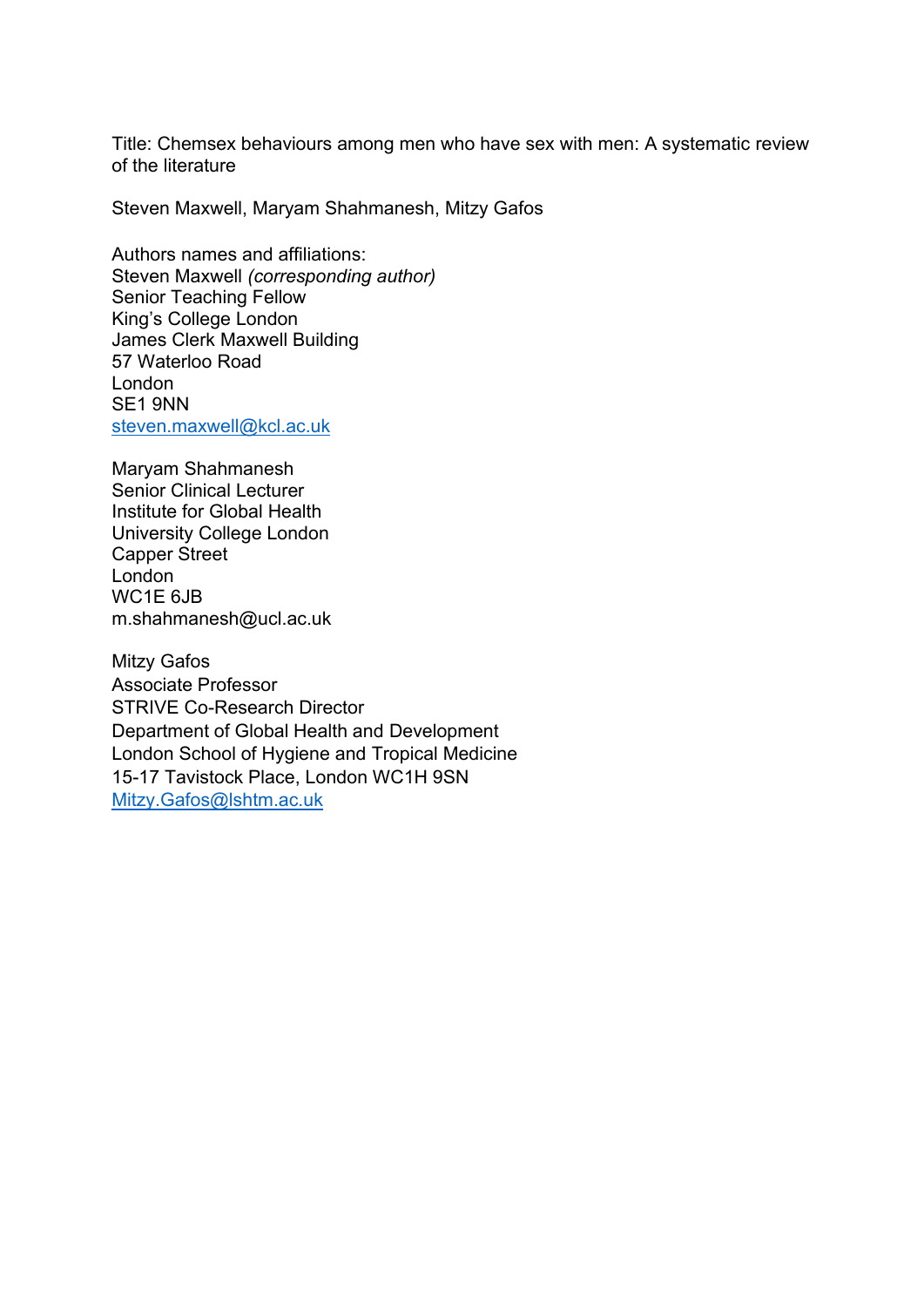Title: Chemsex behaviours among men who have sex with men: A systematic review of the literature

Steven Maxwell, Maryam Shahmanesh, Mitzy Gafos

Authors names and affiliations:
Steven Maxwell *(corresponding author)*
Senior Teaching Fellow
King's College London
James Clerk Maxwell Building
57 Waterloo Road
London
SE1 9NN
steven.maxwell@kcl.ac.uk

Maryam Shahmanesh
Senior Clinical Lecturer
Institute for Global Health
University College London
Capper Street
London
WC1E 6JB
m.shahmanesh@ucl.ac.uk

Mitzy Gafos
Associate Professor
STRIVE Co-Research Director
Department of Global Health and Development
London School of Hygiene and Tropical Medicine
15-17 Tavistock Place, London WC1H 9SN
Mitzy.Gafos@lshtm.ac.uk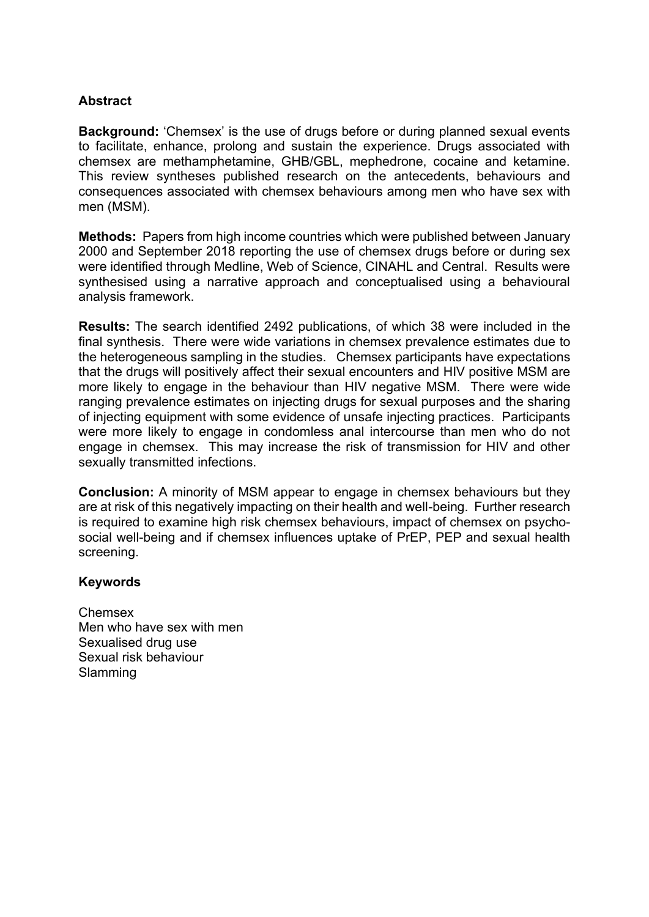## Abstract

**Background:** 'Chemsex' is the use of drugs before or during planned sexual events to facilitate, enhance, prolong and sustain the experience. Drugs associated with chemsex are methamphetamine, GHB/GBL, mephedrone, cocaine and ketamine. This review syntheses published research on the antecedents, behaviours and consequences associated with chemsex behaviours among men who have sex with men (MSM).

**Methods:** Papers from high income countries which were published between January 2000 and September 2018 reporting the use of chemsex drugs before or during sex were identified through Medline, Web of Science, CINAHL and Central. Results were synthesised using a narrative approach and conceptualised using a behavioural analysis framework.

**Results:** The search identified 2492 publications, of which 38 were included in the final synthesis. There were wide variations in chemsex prevalence estimates due to the heterogeneous sampling in the studies. Chemsex participants have expectations that the drugs will positively affect their sexual encounters and HIV positive MSM are more likely to engage in the behaviour than HIV negative MSM. There were wide ranging prevalence estimates on injecting drugs for sexual purposes and the sharing of injecting equipment with some evidence of unsafe injecting practices. Participants were more likely to engage in condomless anal intercourse than men who do not engage in chemsex. This may increase the risk of transmission for HIV and other sexually transmitted infections.

**Conclusion:** A minority of MSM appear to engage in chemsex behaviours but they are at risk of this negatively impacting on their health and well-being. Further research is required to examine high risk chemsex behaviours, impact of chemsex on psycho-social well-being and if chemsex influences uptake of PrEP, PEP and sexual health screening.

## Keywords

Chemsex
Men who have sex with men
Sexualised drug use
Sexual risk behaviour
Slamming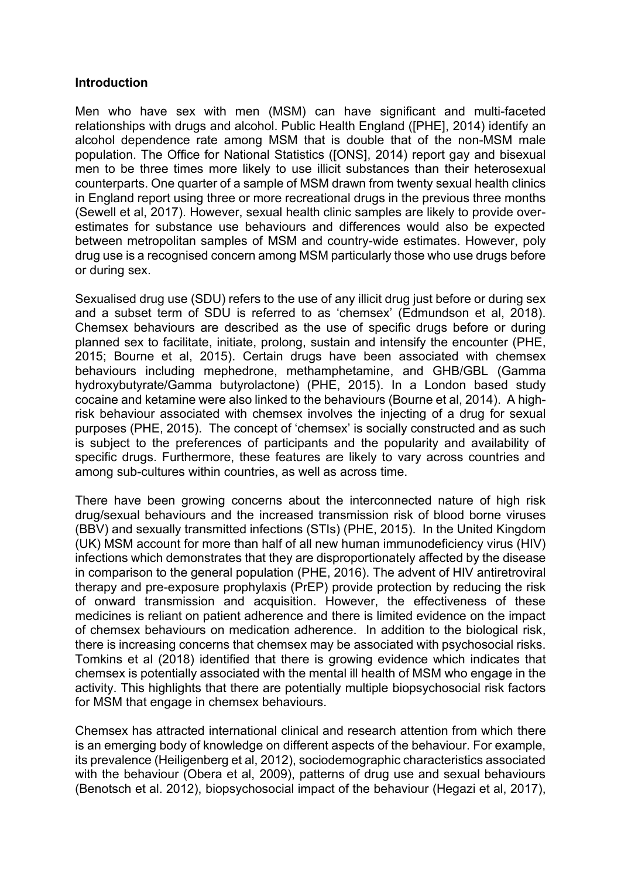## Introduction

Men who have sex with men (MSM) can have significant and multi-faceted relationships with drugs and alcohol. Public Health England ([PHE], 2014) identify an alcohol dependence rate among MSM that is double that of the non-MSM male population. The Office for National Statistics ([ONS], 2014) report gay and bisexual men to be three times more likely to use illicit substances than their heterosexual counterparts. One quarter of a sample of MSM drawn from twenty sexual health clinics in England report using three or more recreational drugs in the previous three months (Sewell et al, 2017). However, sexual health clinic samples are likely to provide over-estimates for substance use behaviours and differences would also be expected between metropolitan samples of MSM and country-wide estimates. However, poly drug use is a recognised concern among MSM particularly those who use drugs before or during sex.

Sexualised drug use (SDU) refers to the use of any illicit drug just before or during sex and a subset term of SDU is referred to as 'chemsex' (Edmundson et al, 2018). Chemsex behaviours are described as the use of specific drugs before or during planned sex to facilitate, initiate, prolong, sustain and intensify the encounter (PHE, 2015; Bourne et al, 2015). Certain drugs have been associated with chemsex behaviours including mephedrone, methamphetamine, and GHB/GBL (Gamma hydroxybutyrate/Gamma butyrolactone) (PHE, 2015). In a London based study cocaine and ketamine were also linked to the behaviours (Bourne et al, 2014). A high-risk behaviour associated with chemsex involves the injecting of a drug for sexual purposes (PHE, 2015). The concept of 'chemsex' is socially constructed and as such is subject to the preferences of participants and the popularity and availability of specific drugs. Furthermore, these features are likely to vary across countries and among sub-cultures within countries, as well as across time.

There have been growing concerns about the interconnected nature of high risk drug/sexual behaviours and the increased transmission risk of blood borne viruses (BBV) and sexually transmitted infections (STIs) (PHE, 2015). In the United Kingdom (UK) MSM account for more than half of all new human immunodeficiency virus (HIV) infections which demonstrates that they are disproportionately affected by the disease in comparison to the general population (PHE, 2016). The advent of HIV antiretroviral therapy and pre-exposure prophylaxis (PrEP) provide protection by reducing the risk of onward transmission and acquisition. However, the effectiveness of these medicines is reliant on patient adherence and there is limited evidence on the impact of chemsex behaviours on medication adherence. In addition to the biological risk, there is increasing concerns that chemsex may be associated with psychosocial risks. Tomkins et al (2018) identified that there is growing evidence which indicates that chemsex is potentially associated with the mental ill health of MSM who engage in the activity. This highlights that there are potentially multiple biopsychosocial risk factors for MSM that engage in chemsex behaviours.

Chemsex has attracted international clinical and research attention from which there is an emerging body of knowledge on different aspects of the behaviour. For example, its prevalence (Heiligenberg et al, 2012), sociodemographic characteristics associated with the behaviour (Obera et al, 2009), patterns of drug use and sexual behaviours (Benotsch et al. 2012), biopsychosocial impact of the behaviour (Hegazi et al, 2017),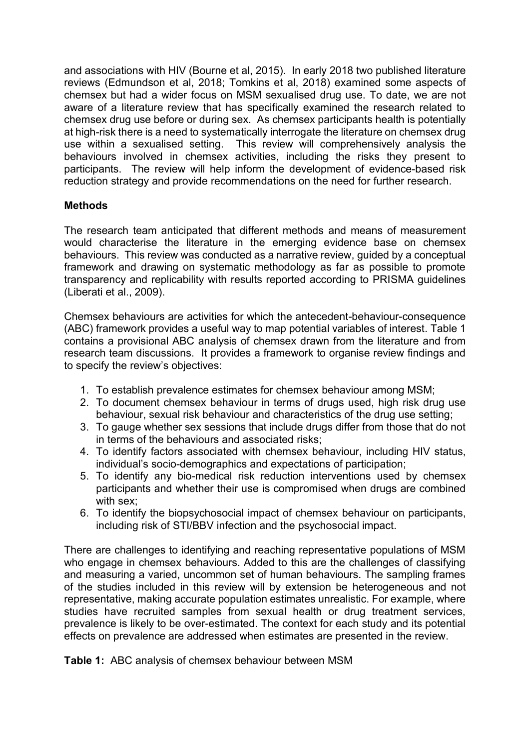and associations with HIV (Bourne et al, 2015). In early 2018 two published literature reviews (Edmundson et al, 2018; Tomkins et al, 2018) examined some aspects of chemsex but had a wider focus on MSM sexualised drug use. To date, we are not aware of a literature review that has specifically examined the research related to chemsex drug use before or during sex. As chemsex participants health is potentially at high-risk there is a need to systematically interrogate the literature on chemsex drug use within a sexualised setting. This review will comprehensively analysis the behaviours involved in chemsex activities, including the risks they present to participants. The review will help inform the development of evidence-based risk reduction strategy and provide recommendations on the need for further research.

## Methods

The research team anticipated that different methods and means of measurement would characterise the literature in the emerging evidence base on chemsex behaviours. This review was conducted as a narrative review, guided by a conceptual framework and drawing on systematic methodology as far as possible to promote transparency and replicability with results reported according to PRISMA guidelines (Liberati et al., 2009).

Chemsex behaviours are activities for which the antecedent-behaviour-consequence (ABC) framework provides a useful way to map potential variables of interest. Table 1 contains a provisional ABC analysis of chemsex drawn from the literature and from research team discussions. It provides a framework to organise review findings and to specify the review's objectives:

1. To establish prevalence estimates for chemsex behaviour among MSM;
2. To document chemsex behaviour in terms of drugs used, high risk drug use behaviour, sexual risk behaviour and characteristics of the drug use setting;
3. To gauge whether sex sessions that include drugs differ from those that do not in terms of the behaviours and associated risks;
4. To identify factors associated with chemsex behaviour, including HIV status, individual's socio-demographics and expectations of participation;
5. To identify any bio-medical risk reduction interventions used by chemsex participants and whether their use is compromised when drugs are combined with sex;
6. To identify the biopsychosocial impact of chemsex behaviour on participants, including risk of STI/BBV infection and the psychosocial impact.

There are challenges to identifying and reaching representative populations of MSM who engage in chemsex behaviours. Added to this are the challenges of classifying and measuring a varied, uncommon set of human behaviours. The sampling frames of the studies included in this review will by extension be heterogeneous and not representative, making accurate population estimates unrealistic. For example, where studies have recruited samples from sexual health or drug treatment services, prevalence is likely to be over-estimated. The context for each study and its potential effects on prevalence are addressed when estimates are presented in the review.

**Table 1:** ABC analysis of chemsex behaviour between MSM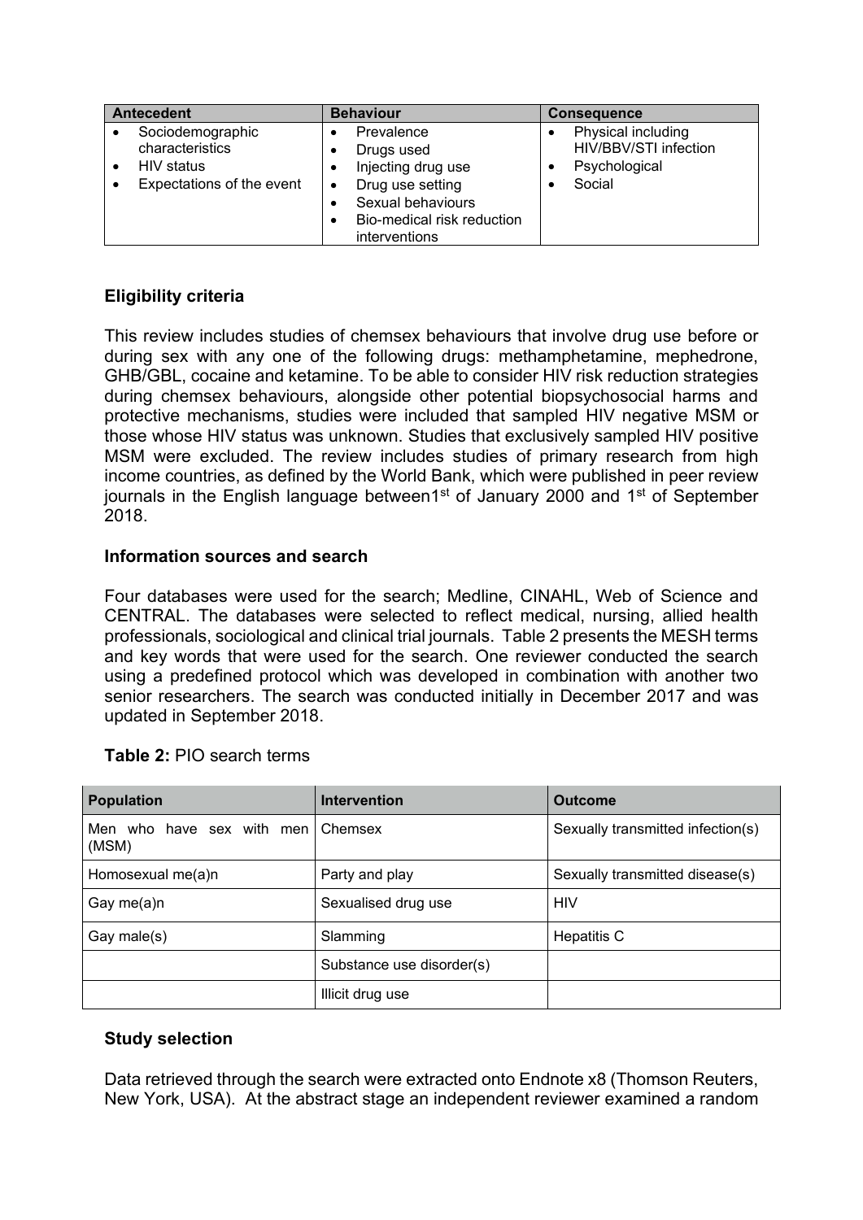| Antecedent | Behaviour | Consequence |
|---|---|---|
| • Sociodemographic characteristics<br>• HIV status<br>• Expectations of the event | • Prevalence<br>• Drugs used<br>• Injecting drug use<br>• Drug use setting<br>• Sexual behaviours<br>• Bio-medical risk reduction interventions | • Physical including HIV/BBV/STI infection<br>• Psychological<br>• Social |

### Eligibility criteria

This review includes studies of chemsex behaviours that involve drug use before or during sex with any one of the following drugs: methamphetamine, mephedrone, GHB/GBL, cocaine and ketamine. To be able to consider HIV risk reduction strategies during chemsex behaviours, alongside other potential biopsychosocial harms and protective mechanisms, studies were included that sampled HIV negative MSM or those whose HIV status was unknown. Studies that exclusively sampled HIV positive MSM were excluded. The review includes studies of primary research from high income countries, as defined by the World Bank, which were published in peer review journals in the English language between1st of January 2000 and 1st of September 2018.

### Information sources and search

Four databases were used for the search; Medline, CINAHL, Web of Science and CENTRAL. The databases were selected to reflect medical, nursing, allied health professionals, sociological and clinical trial journals. Table 2 presents the MESH terms and key words that were used for the search. One reviewer conducted the search using a predefined protocol which was developed in combination with another two senior researchers. The search was conducted initially in December 2017 and was updated in September 2018.

**Table 2:** PIO search terms

| Population | Intervention | Outcome |
|---|---|---|
| Men who have sex with men (MSM) | Chemsex | Sexually transmitted infection(s) |
| Homosexual me(a)n | Party and play | Sexually transmitted disease(s) |
| Gay me(a)n | Sexualised drug use | HIV |
| Gay male(s) | Slamming | Hepatitis C |
| | Substance use disorder(s) | |
| | Illicit drug use | |

### Study selection

Data retrieved through the search were extracted onto Endnote x8 (Thomson Reuters, New York, USA). At the abstract stage an independent reviewer examined a random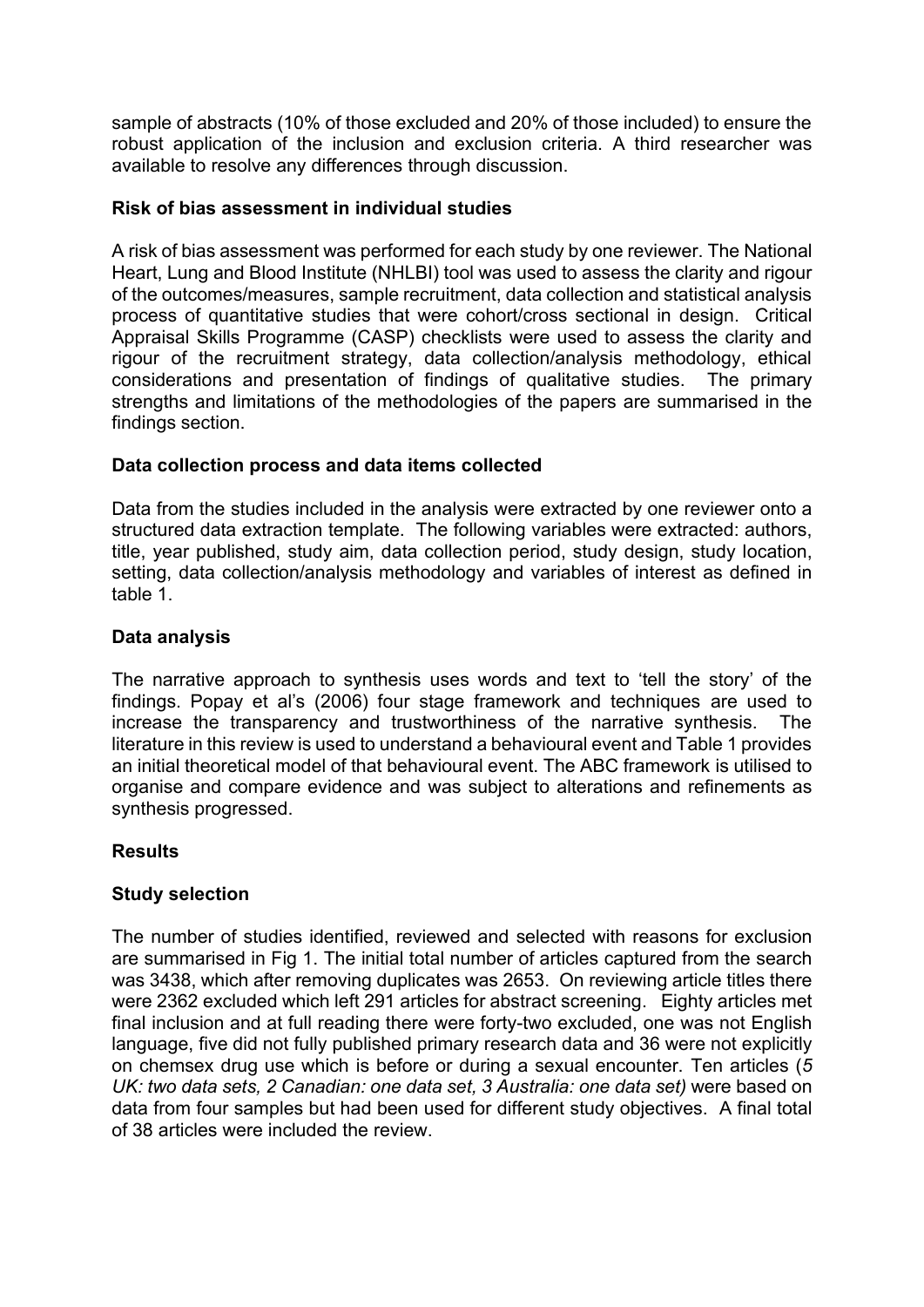sample of abstracts (10% of those excluded and 20% of those included) to ensure the robust application of the inclusion and exclusion criteria. A third researcher was available to resolve any differences through discussion.

### Risk of bias assessment in individual studies

A risk of bias assessment was performed for each study by one reviewer. The National Heart, Lung and Blood Institute (NHLBI) tool was used to assess the clarity and rigour of the outcomes/measures, sample recruitment, data collection and statistical analysis process of quantitative studies that were cohort/cross sectional in design. Critical Appraisal Skills Programme (CASP) checklists were used to assess the clarity and rigour of the recruitment strategy, data collection/analysis methodology, ethical considerations and presentation of findings of qualitative studies. The primary strengths and limitations of the methodologies of the papers are summarised in the findings section.

### Data collection process and data items collected

Data from the studies included in the analysis were extracted by one reviewer onto a structured data extraction template. The following variables were extracted: authors, title, year published, study aim, data collection period, study design, study location, setting, data collection/analysis methodology and variables of interest as defined in table 1.

### Data analysis

The narrative approach to synthesis uses words and text to 'tell the story' of the findings. Popay et al's (2006) four stage framework and techniques are used to increase the transparency and trustworthiness of the narrative synthesis. The literature in this review is used to understand a behavioural event and Table 1 provides an initial theoretical model of that behavioural event. The ABC framework is utilised to organise and compare evidence and was subject to alterations and refinements as synthesis progressed.

## Results

### Study selection

The number of studies identified, reviewed and selected with reasons for exclusion are summarised in Fig 1. The initial total number of articles captured from the search was 3438, which after removing duplicates was 2653. On reviewing article titles there were 2362 excluded which left 291 articles for abstract screening. Eighty articles met final inclusion and at full reading there were forty-two excluded, one was not English language, five did not fully published primary research data and 36 were not explicitly on chemsex drug use which is before or during a sexual encounter. Ten articles (*5 UK: two data sets, 2 Canadian: one data set, 3 Australia: one data set)* were based on data from four samples but had been used for different study objectives. A final total of 38 articles were included the review.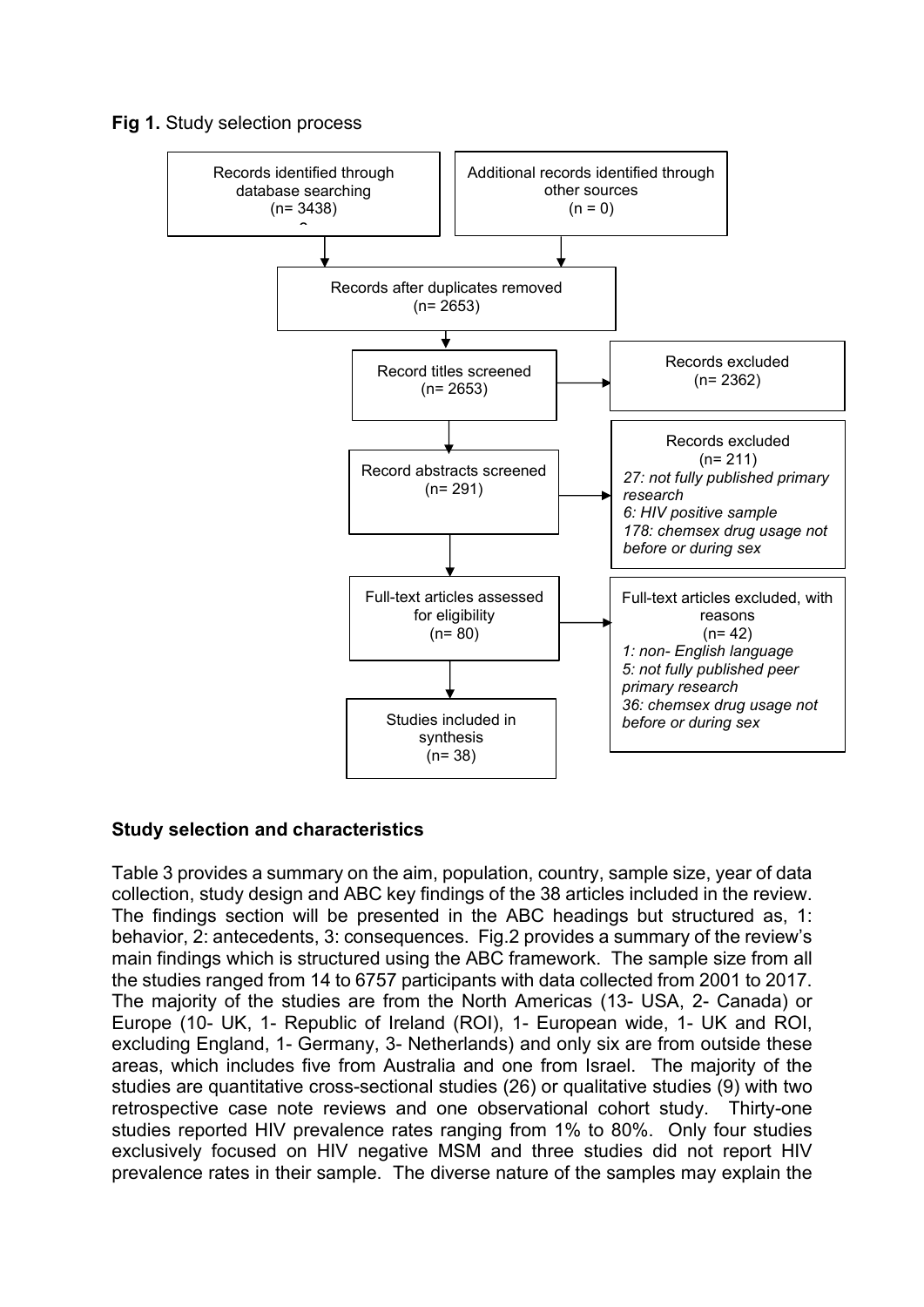**Fig 1.** Study selection process

Records identified through database searching (n= 3438)

Additional records identified through other sources (n = 0)

Records after duplicates removed (n= 2653)

Record titles screened (n= 2653)

Records excluded (n= 2362)

Record abstracts screened (n= 291)

Records excluded (n= 211)
*27: not fully published primary research*
*6: HIV positive sample*
*178: chemsex drug usage not before or during sex*

Full-text articles assessed for eligibility (n= 80)

Full-text articles excluded, with reasons (n= 42)
*1: non- English language*
*5: not fully published peer primary research*
*36: chemsex drug usage not before or during sex*

Studies included in synthesis (n= 38)

## Study selection and characteristics

Table 3 provides a summary on the aim, population, country, sample size, year of data collection, study design and ABC key findings of the 38 articles included in the review. The findings section will be presented in the ABC headings but structured as, 1: behavior, 2: antecedents, 3: consequences. Fig.2 provides a summary of the review's main findings which is structured using the ABC framework. The sample size from all the studies ranged from 14 to 6757 participants with data collected from 2001 to 2017. The majority of the studies are from the North Americas (13- USA, 2- Canada) or Europe (10- UK, 1- Republic of Ireland (ROI), 1- European wide, 1- UK and ROI, excluding England, 1- Germany, 3- Netherlands) and only six are from outside these areas, which includes five from Australia and one from Israel. The majority of the studies are quantitative cross-sectional studies (26) or qualitative studies (9) with two retrospective case note reviews and one observational cohort study. Thirty-one studies reported HIV prevalence rates ranging from 1% to 80%. Only four studies exclusively focused on HIV negative MSM and three studies did not report HIV prevalence rates in their sample. The diverse nature of the samples may explain the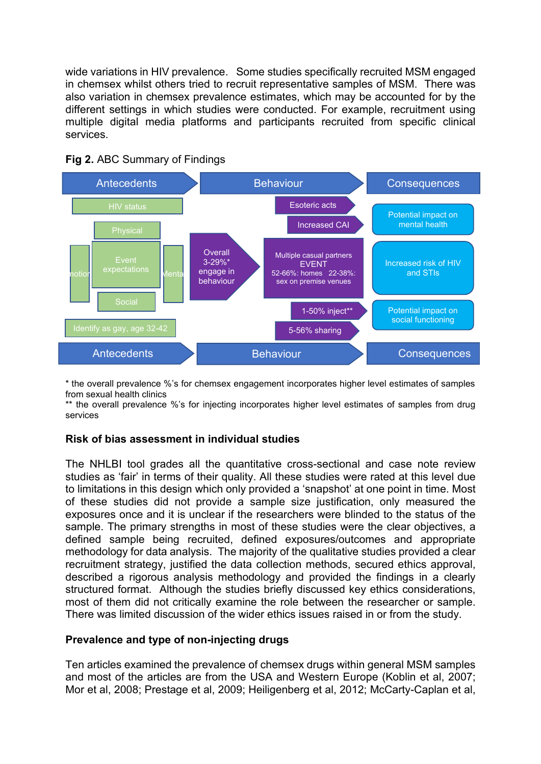wide variations in HIV prevalence. Some studies specifically recruited MSM engaged in chemsex whilst others tried to recruit representative samples of MSM. There was also variation in chemsex prevalence estimates, which may be accounted for by the different settings in which studies were conducted. For example, recruitment using multiple digital media platforms and participants recruited from specific clinical services.

**Fig 2.** ABC Summary of Findings

| Antecedents | Behaviour | Consequences |
| --- | --- | --- |
| HIV status | Esoteric acts | Potential impact on mental health |
| Physical | Increased CAI | Increased risk of HIV and STIs |
| Emotional | Overall 3-29%* engage in behaviour | Potential impact on social functioning |
| Event expectations | Multiple casual partners EVENT 52-66%: homes 22-38%: sex on premise venues | |
| Mental | 1-50% inject** | |
| Social | 5-56% sharing | |
| Identify as gay, age 32-42 | | |

\* the overall prevalence %'s for chemsex engagement incorporates higher level estimates of samples from sexual health clinics
\*\* the overall prevalence %'s for injecting incorporates higher level estimates of samples from drug services

### Risk of bias assessment in individual studies

The NHLBI tool grades all the quantitative cross-sectional and case note review studies as 'fair' in terms of their quality. All these studies were rated at this level due to limitations in this design which only provided a 'snapshot' at one point in time. Most of these studies did not provide a sample size justification, only measured the exposures once and it is unclear if the researchers were blinded to the status of the sample. The primary strengths in most of these studies were the clear objectives, a defined sample being recruited, defined exposures/outcomes and appropriate methodology for data analysis. The majority of the qualitative studies provided a clear recruitment strategy, justified the data collection methods, secured ethics approval, described a rigorous analysis methodology and provided the findings in a clearly structured format. Although the studies briefly discussed key ethics considerations, most of them did not critically examine the role between the researcher or sample. There was limited discussion of the wider ethics issues raised in or from the study.

### Prevalence and type of non-injecting drugs

Ten articles examined the prevalence of chemsex drugs within general MSM samples and most of the articles are from the USA and Western Europe (Koblin et al, 2007; Mor et al, 2008; Prestage et al, 2009; Heiligenberg et al, 2012; McCarty-Caplan et al,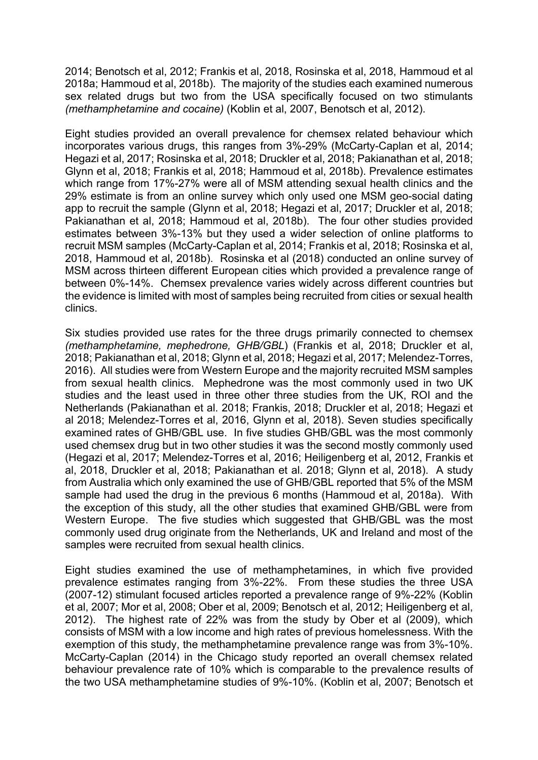2014; Benotsch et al, 2012; Frankis et al, 2018, Rosinska et al, 2018, Hammoud et al 2018a; Hammoud et al, 2018b). The majority of the studies each examined numerous sex related drugs but two from the USA specifically focused on two stimulants *(methamphetamine and cocaine)* (Koblin et al, 2007, Benotsch et al, 2012).

Eight studies provided an overall prevalence for chemsex related behaviour which incorporates various drugs, this ranges from 3%-29% (McCarty-Caplan et al, 2014; Hegazi et al, 2017; Rosinska et al, 2018; Druckler et al, 2018; Pakianathan et al, 2018; Glynn et al, 2018; Frankis et al, 2018; Hammoud et al, 2018b). Prevalence estimates which range from 17%-27% were all of MSM attending sexual health clinics and the 29% estimate is from an online survey which only used one MSM geo-social dating app to recruit the sample (Glynn et al, 2018; Hegazi et al, 2017; Druckler et al, 2018; Pakianathan et al, 2018; Hammoud et al, 2018b). The four other studies provided estimates between 3%-13% but they used a wider selection of online platforms to recruit MSM samples (McCarty-Caplan et al, 2014; Frankis et al, 2018; Rosinska et al, 2018, Hammoud et al, 2018b). Rosinska et al (2018) conducted an online survey of MSM across thirteen different European cities which provided a prevalence range of between 0%-14%. Chemsex prevalence varies widely across different countries but the evidence is limited with most of samples being recruited from cities or sexual health clinics.

Six studies provided use rates for the three drugs primarily connected to chemsex *(methamphetamine, mephedrone, GHB/GBL*) (Frankis et al, 2018; Druckler et al, 2018; Pakianathan et al, 2018; Glynn et al, 2018; Hegazi et al, 2017; Melendez-Torres, 2016). All studies were from Western Europe and the majority recruited MSM samples from sexual health clinics. Mephedrone was the most commonly used in two UK studies and the least used in three other three studies from the UK, ROI and the Netherlands (Pakianathan et al. 2018; Frankis, 2018; Druckler et al, 2018; Hegazi et al 2018; Melendez-Torres et al, 2016, Glynn et al, 2018). Seven studies specifically examined rates of GHB/GBL use. In five studies GHB/GBL was the most commonly used chemsex drug but in two other studies it was the second mostly commonly used (Hegazi et al, 2017; Melendez-Torres et al, 2016; Heiligenberg et al, 2012, Frankis et al, 2018, Druckler et al, 2018; Pakianathan et al. 2018; Glynn et al, 2018). A study from Australia which only examined the use of GHB/GBL reported that 5% of the MSM sample had used the drug in the previous 6 months (Hammoud et al, 2018a). With the exception of this study, all the other studies that examined GHB/GBL were from Western Europe. The five studies which suggested that GHB/GBL was the most commonly used drug originate from the Netherlands, UK and Ireland and most of the samples were recruited from sexual health clinics.

Eight studies examined the use of methamphetamines, in which five provided prevalence estimates ranging from 3%-22%. From these studies the three USA (2007-12) stimulant focused articles reported a prevalence range of 9%-22% (Koblin et al, 2007; Mor et al, 2008; Ober et al, 2009; Benotsch et al, 2012; Heiligenberg et al, 2012). The highest rate of 22% was from the study by Ober et al (2009), which consists of MSM with a low income and high rates of previous homelessness. With the exemption of this study, the methamphetamine prevalence range was from 3%-10%. McCarty-Caplan (2014) in the Chicago study reported an overall chemsex related behaviour prevalence rate of 10% which is comparable to the prevalence results of the two USA methamphetamine studies of 9%-10%. (Koblin et al, 2007; Benotsch et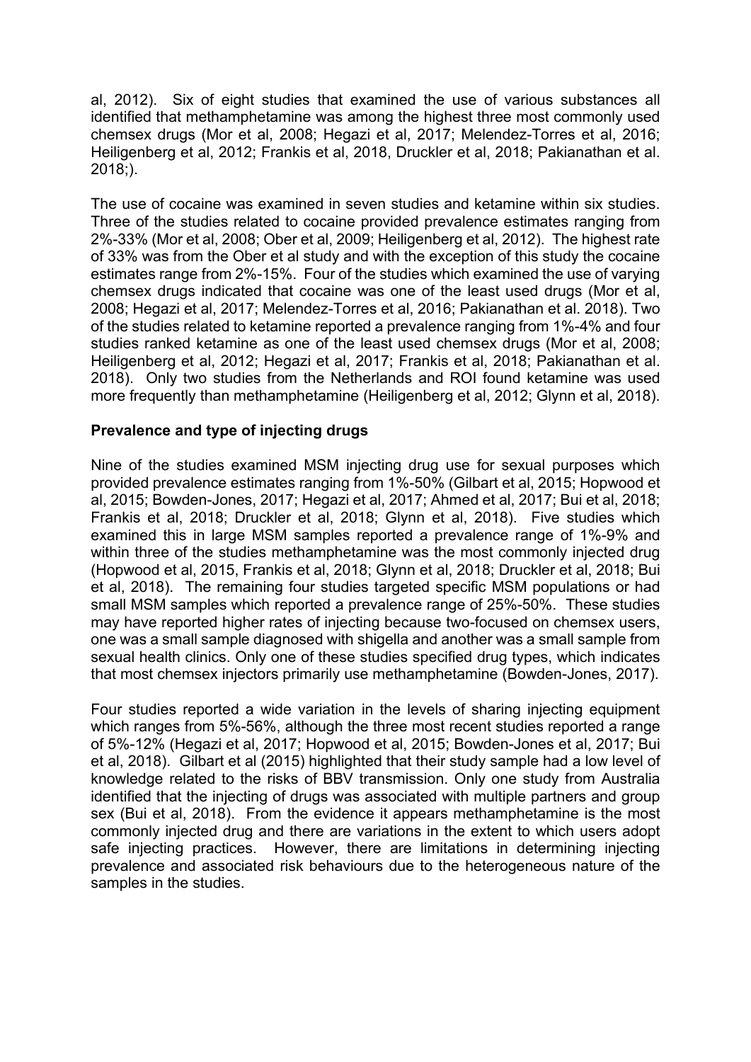al, 2012). Six of eight studies that examined the use of various substances all identified that methamphetamine was among the highest three most commonly used chemsex drugs (Mor et al, 2008; Hegazi et al, 2017; Melendez-Torres et al, 2016; Heiligenberg et al, 2012; Frankis et al, 2018, Druckler et al, 2018; Pakianathan et al. 2018;).

The use of cocaine was examined in seven studies and ketamine within six studies. Three of the studies related to cocaine provided prevalence estimates ranging from 2%-33% (Mor et al, 2008; Ober et al, 2009; Heiligenberg et al, 2012). The highest rate of 33% was from the Ober et al study and with the exception of this study the cocaine estimates range from 2%-15%. Four of the studies which examined the use of varying chemsex drugs indicated that cocaine was one of the least used drugs (Mor et al, 2008; Hegazi et al, 2017; Melendez-Torres et al, 2016; Pakianathan et al. 2018). Two of the studies related to ketamine reported a prevalence ranging from 1%-4% and four studies ranked ketamine as one of the least used chemsex drugs (Mor et al, 2008; Heiligenberg et al, 2012; Hegazi et al, 2017; Frankis et al, 2018; Pakianathan et al. 2018). Only two studies from the Netherlands and ROI found ketamine was used more frequently than methamphetamine (Heiligenberg et al, 2012; Glynn et al, 2018).

**Prevalence and type of injecting drugs**

Nine of the studies examined MSM injecting drug use for sexual purposes which provided prevalence estimates ranging from 1%-50% (Gilbart et al, 2015; Hopwood et al, 2015; Bowden-Jones, 2017; Hegazi et al, 2017; Ahmed et al, 2017; Bui et al, 2018; Frankis et al, 2018; Druckler et al, 2018; Glynn et al, 2018). Five studies which examined this in large MSM samples reported a prevalence range of 1%-9% and within three of the studies methamphetamine was the most commonly injected drug (Hopwood et al, 2015, Frankis et al, 2018; Glynn et al, 2018; Druckler et al, 2018; Bui et al, 2018). The remaining four studies targeted specific MSM populations or had small MSM samples which reported a prevalence range of 25%-50%. These studies may have reported higher rates of injecting because two-focused on chemsex users, one was a small sample diagnosed with shigella and another was a small sample from sexual health clinics. Only one of these studies specified drug types, which indicates that most chemsex injectors primarily use methamphetamine (Bowden-Jones, 2017).

Four studies reported a wide variation in the levels of sharing injecting equipment which ranges from 5%-56%, although the three most recent studies reported a range of 5%-12% (Hegazi et al, 2017; Hopwood et al, 2015; Bowden-Jones et al, 2017; Bui et al, 2018). Gilbart et al (2015) highlighted that their study sample had a low level of knowledge related to the risks of BBV transmission. Only one study from Australia identified that the injecting of drugs was associated with multiple partners and group sex (Bui et al, 2018). From the evidence it appears methamphetamine is the most commonly injected drug and there are variations in the extent to which users adopt safe injecting practices. However, there are limitations in determining injecting prevalence and associated risk behaviours due to the heterogeneous nature of the samples in the studies.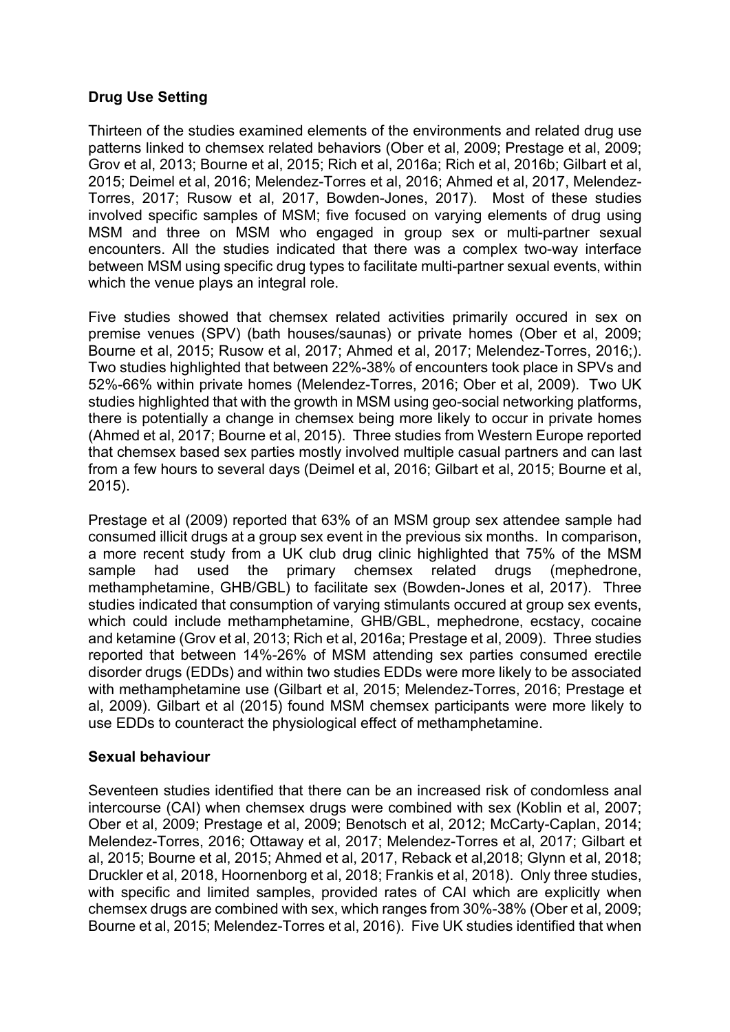## Drug Use Setting

Thirteen of the studies examined elements of the environments and related drug use patterns linked to chemsex related behaviors (Ober et al, 2009; Prestage et al, 2009; Grov et al, 2013; Bourne et al, 2015; Rich et al, 2016a; Rich et al, 2016b; Gilbart et al, 2015; Deimel et al, 2016; Melendez-Torres et al, 2016; Ahmed et al, 2017, Melendez-Torres, 2017; Rusow et al, 2017, Bowden-Jones, 2017). Most of these studies involved specific samples of MSM; five focused on varying elements of drug using MSM and three on MSM who engaged in group sex or multi-partner sexual encounters. All the studies indicated that there was a complex two-way interface between MSM using specific drug types to facilitate multi-partner sexual events, within which the venue plays an integral role.

Five studies showed that chemsex related activities primarily occured in sex on premise venues (SPV) (bath houses/saunas) or private homes (Ober et al, 2009; Bourne et al, 2015; Rusow et al, 2017; Ahmed et al, 2017; Melendez-Torres, 2016;). Two studies highlighted that between 22%-38% of encounters took place in SPVs and 52%-66% within private homes (Melendez-Torres, 2016; Ober et al, 2009). Two UK studies highlighted that with the growth in MSM using geo-social networking platforms, there is potentially a change in chemsex being more likely to occur in private homes (Ahmed et al, 2017; Bourne et al, 2015). Three studies from Western Europe reported that chemsex based sex parties mostly involved multiple casual partners and can last from a few hours to several days (Deimel et al, 2016; Gilbart et al, 2015; Bourne et al, 2015).

Prestage et al (2009) reported that 63% of an MSM group sex attendee sample had consumed illicit drugs at a group sex event in the previous six months. In comparison, a more recent study from a UK club drug clinic highlighted that 75% of the MSM sample had used the primary chemsex related drugs (mephedrone, methamphetamine, GHB/GBL) to facilitate sex (Bowden-Jones et al, 2017). Three studies indicated that consumption of varying stimulants occured at group sex events, which could include methamphetamine, GHB/GBL, mephedrone, ecstacy, cocaine and ketamine (Grov et al, 2013; Rich et al, 2016a; Prestage et al, 2009). Three studies reported that between 14%-26% of MSM attending sex parties consumed erectile disorder drugs (EDDs) and within two studies EDDs were more likely to be associated with methamphetamine use (Gilbart et al, 2015; Melendez-Torres, 2016; Prestage et al, 2009). Gilbart et al (2015) found MSM chemsex participants were more likely to use EDDs to counteract the physiological effect of methamphetamine.

## Sexual behaviour

Seventeen studies identified that there can be an increased risk of condomless anal intercourse (CAI) when chemsex drugs were combined with sex (Koblin et al, 2007; Ober et al, 2009; Prestage et al, 2009; Benotsch et al, 2012; McCarty-Caplan, 2014; Melendez-Torres, 2016; Ottaway et al, 2017; Melendez-Torres et al, 2017; Gilbart et al, 2015; Bourne et al, 2015; Ahmed et al, 2017, Reback et al,2018; Glynn et al, 2018; Druckler et al, 2018, Hoornenborg et al, 2018; Frankis et al, 2018). Only three studies, with specific and limited samples, provided rates of CAI which are explicitly when chemsex drugs are combined with sex, which ranges from 30%-38% (Ober et al, 2009; Bourne et al, 2015; Melendez-Torres et al, 2016). Five UK studies identified that when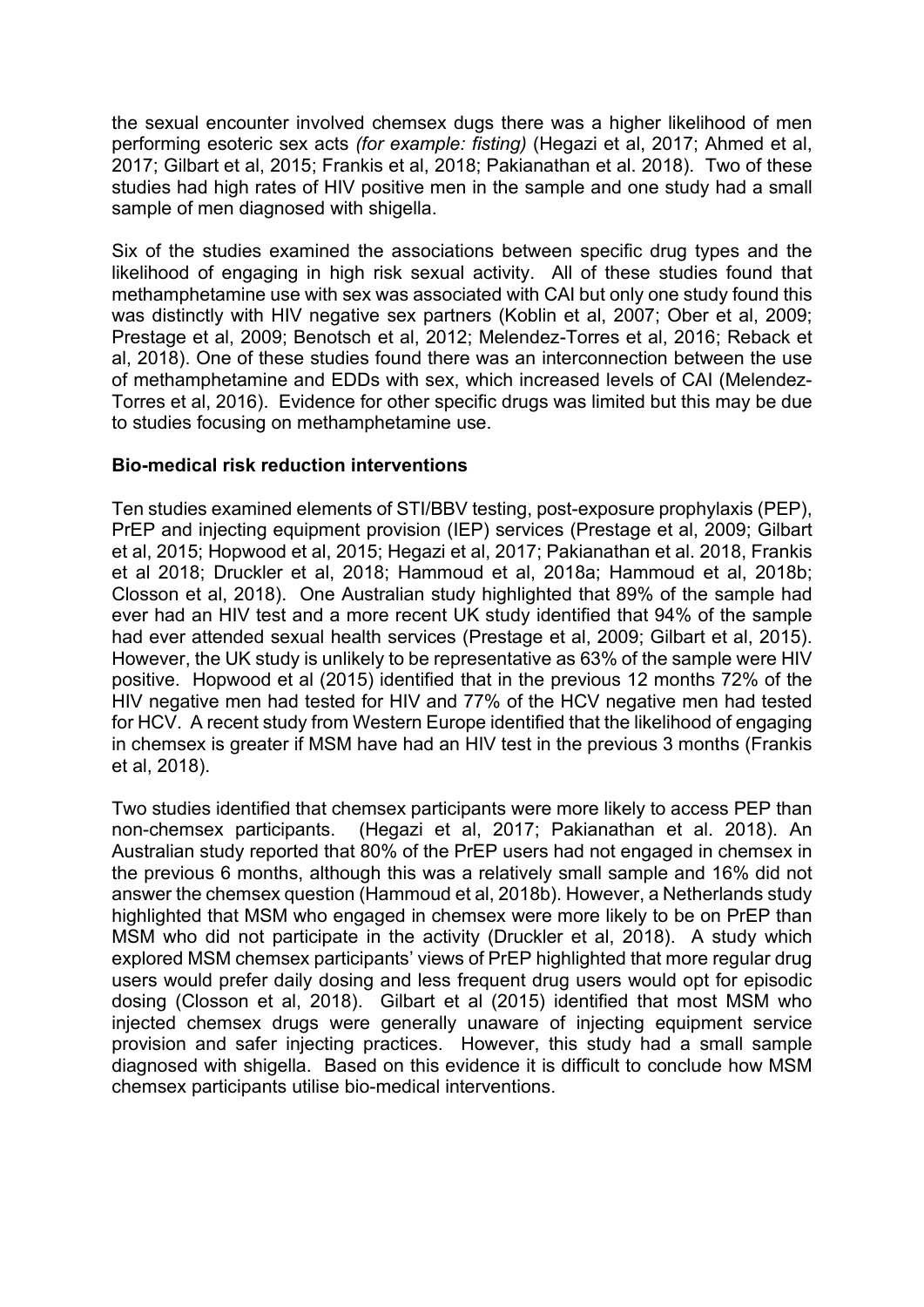the sexual encounter involved chemsex dugs there was a higher likelihood of men performing esoteric sex acts *(for example: fisting)* (Hegazi et al, 2017; Ahmed et al, 2017; Gilbart et al, 2015; Frankis et al, 2018; Pakianathan et al. 2018). Two of these studies had high rates of HIV positive men in the sample and one study had a small sample of men diagnosed with shigella.

Six of the studies examined the associations between specific drug types and the likelihood of engaging in high risk sexual activity. All of these studies found that methamphetamine use with sex was associated with CAI but only one study found this was distinctly with HIV negative sex partners (Koblin et al, 2007; Ober et al, 2009; Prestage et al, 2009; Benotsch et al, 2012; Melendez-Torres et al, 2016; Reback et al, 2018). One of these studies found there was an interconnection between the use of methamphetamine and EDDs with sex, which increased levels of CAI (Melendez-Torres et al, 2016). Evidence for other specific drugs was limited but this may be due to studies focusing on methamphetamine use.

**Bio-medical risk reduction interventions**

Ten studies examined elements of STI/BBV testing, post-exposure prophylaxis (PEP), PrEP and injecting equipment provision (IEP) services (Prestage et al, 2009; Gilbart et al, 2015; Hopwood et al, 2015; Hegazi et al, 2017; Pakianathan et al. 2018, Frankis et al 2018; Druckler et al, 2018; Hammoud et al, 2018a; Hammoud et al, 2018b; Closson et al, 2018). One Australian study highlighted that 89% of the sample had ever had an HIV test and a more recent UK study identified that 94% of the sample had ever attended sexual health services (Prestage et al, 2009; Gilbart et al, 2015). However, the UK study is unlikely to be representative as 63% of the sample were HIV positive. Hopwood et al (2015) identified that in the previous 12 months 72% of the HIV negative men had tested for HIV and 77% of the HCV negative men had tested for HCV. A recent study from Western Europe identified that the likelihood of engaging in chemsex is greater if MSM have had an HIV test in the previous 3 months (Frankis et al, 2018).

Two studies identified that chemsex participants were more likely to access PEP than non-chemsex participants. (Hegazi et al, 2017; Pakianathan et al. 2018). An Australian study reported that 80% of the PrEP users had not engaged in chemsex in the previous 6 months, although this was a relatively small sample and 16% did not answer the chemsex question (Hammoud et al, 2018b). However, a Netherlands study highlighted that MSM who engaged in chemsex were more likely to be on PrEP than MSM who did not participate in the activity (Druckler et al, 2018). A study which explored MSM chemsex participants' views of PrEP highlighted that more regular drug users would prefer daily dosing and less frequent drug users would opt for episodic dosing (Closson et al, 2018). Gilbart et al (2015) identified that most MSM who injected chemsex drugs were generally unaware of injecting equipment service provision and safer injecting practices. However, this study had a small sample diagnosed with shigella. Based on this evidence it is difficult to conclude how MSM chemsex participants utilise bio-medical interventions.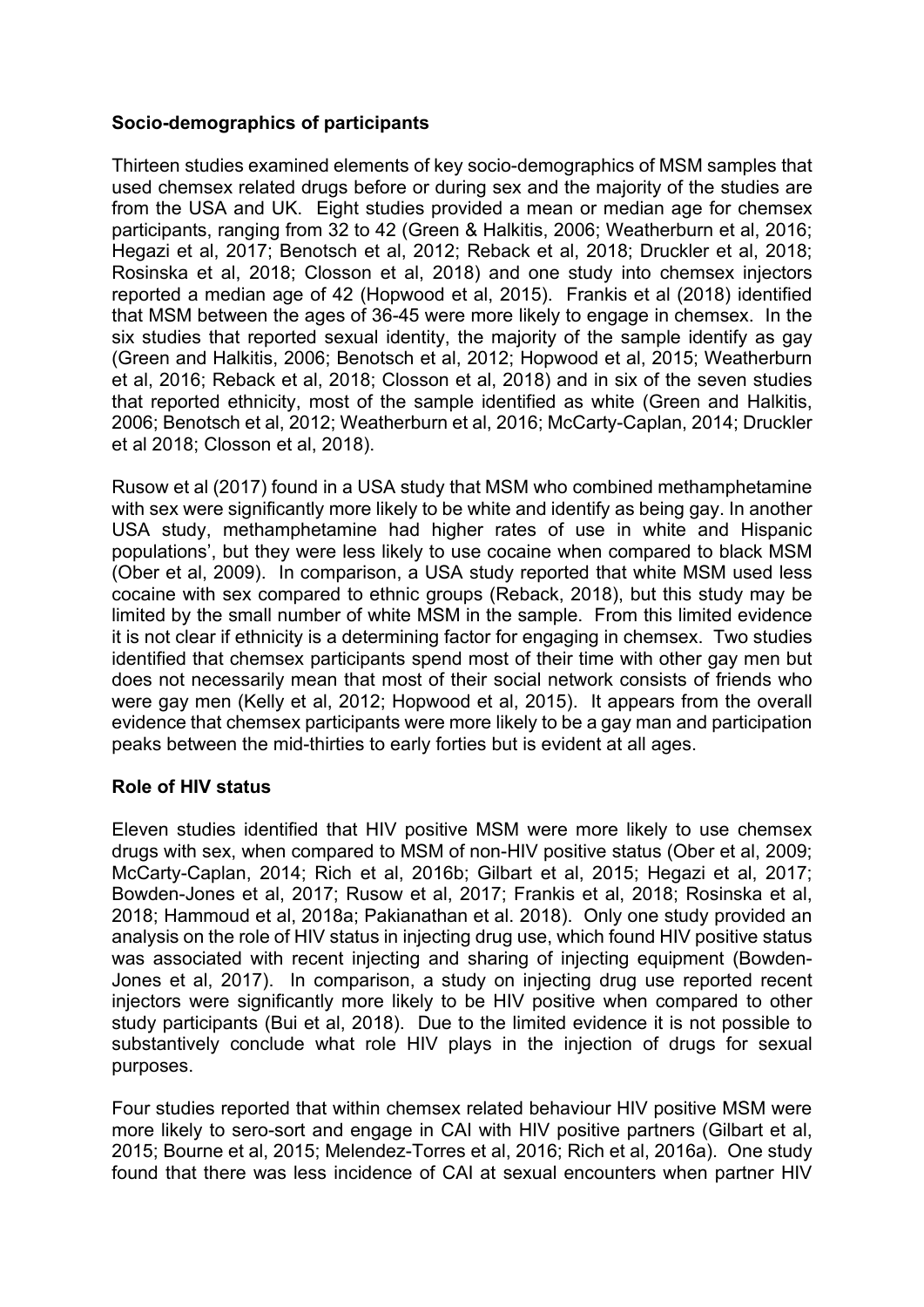**Socio-demographics of participants**

Thirteen studies examined elements of key socio-demographics of MSM samples that used chemsex related drugs before or during sex and the majority of the studies are from the USA and UK. Eight studies provided a mean or median age for chemsex participants, ranging from 32 to 42 (Green & Halkitis, 2006; Weatherburn et al, 2016; Hegazi et al, 2017; Benotsch et al, 2012; Reback et al, 2018; Druckler et al, 2018; Rosinska et al, 2018; Closson et al, 2018) and one study into chemsex injectors reported a median age of 42 (Hopwood et al, 2015). Frankis et al (2018) identified that MSM between the ages of 36-45 were more likely to engage in chemsex. In the six studies that reported sexual identity, the majority of the sample identify as gay (Green and Halkitis, 2006; Benotsch et al, 2012; Hopwood et al, 2015; Weatherburn et al, 2016; Reback et al, 2018; Closson et al, 2018) and in six of the seven studies that reported ethnicity, most of the sample identified as white (Green and Halkitis, 2006; Benotsch et al, 2012; Weatherburn et al, 2016; McCarty-Caplan, 2014; Druckler et al 2018; Closson et al, 2018).

Rusow et al (2017) found in a USA study that MSM who combined methamphetamine with sex were significantly more likely to be white and identify as being gay. In another USA study, methamphetamine had higher rates of use in white and Hispanic populations', but they were less likely to use cocaine when compared to black MSM (Ober et al, 2009). In comparison, a USA study reported that white MSM used less cocaine with sex compared to ethnic groups (Reback, 2018), but this study may be limited by the small number of white MSM in the sample. From this limited evidence it is not clear if ethnicity is a determining factor for engaging in chemsex. Two studies identified that chemsex participants spend most of their time with other gay men but does not necessarily mean that most of their social network consists of friends who were gay men (Kelly et al, 2012; Hopwood et al, 2015). It appears from the overall evidence that chemsex participants were more likely to be a gay man and participation peaks between the mid-thirties to early forties but is evident at all ages.

**Role of HIV status**

Eleven studies identified that HIV positive MSM were more likely to use chemsex drugs with sex, when compared to MSM of non-HIV positive status (Ober et al, 2009; McCarty-Caplan, 2014; Rich et al, 2016b; Gilbart et al, 2015; Hegazi et al, 2017; Bowden-Jones et al, 2017; Rusow et al, 2017; Frankis et al, 2018; Rosinska et al, 2018; Hammoud et al, 2018a; Pakianathan et al. 2018). Only one study provided an analysis on the role of HIV status in injecting drug use, which found HIV positive status was associated with recent injecting and sharing of injecting equipment (Bowden-Jones et al, 2017). In comparison, a study on injecting drug use reported recent injectors were significantly more likely to be HIV positive when compared to other study participants (Bui et al, 2018). Due to the limited evidence it is not possible to substantively conclude what role HIV plays in the injection of drugs for sexual purposes.

Four studies reported that within chemsex related behaviour HIV positive MSM were more likely to sero-sort and engage in CAI with HIV positive partners (Gilbart et al, 2015; Bourne et al, 2015; Melendez-Torres et al, 2016; Rich et al, 2016a). One study found that there was less incidence of CAI at sexual encounters when partner HIV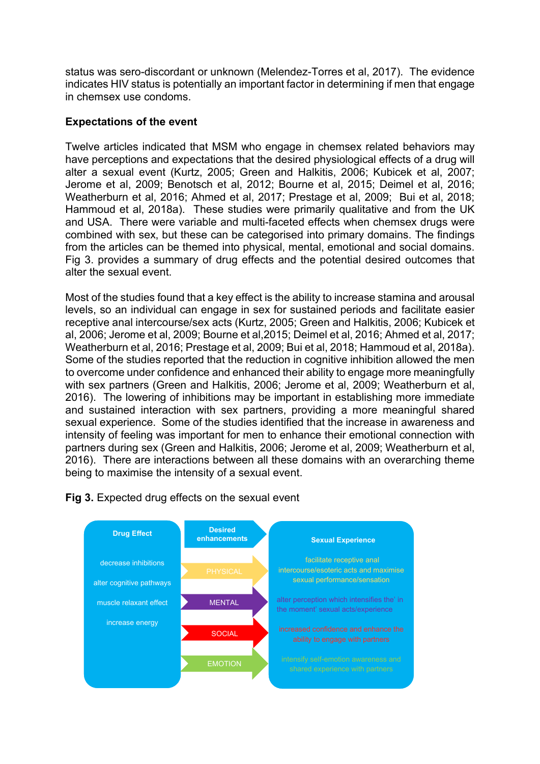status was sero-discordant or unknown (Melendez-Torres et al, 2017). The evidence indicates HIV status is potentially an important factor in determining if men that engage in chemsex use condoms.

**Expectations of the event**

Twelve articles indicated that MSM who engage in chemsex related behaviors may have perceptions and expectations that the desired physiological effects of a drug will alter a sexual event (Kurtz, 2005; Green and Halkitis, 2006; Kubicek et al, 2007; Jerome et al, 2009; Benotsch et al, 2012; Bourne et al, 2015; Deimel et al, 2016; Weatherburn et al, 2016; Ahmed et al, 2017; Prestage et al, 2009; Bui et al, 2018; Hammoud et al, 2018a). These studies were primarily qualitative and from the UK and USA. There were variable and multi-faceted effects when chemsex drugs were combined with sex, but these can be categorised into primary domains. The findings from the articles can be themed into physical, mental, emotional and social domains. Fig 3. provides a summary of drug effects and the potential desired outcomes that alter the sexual event.

Most of the studies found that a key effect is the ability to increase stamina and arousal levels, so an individual can engage in sex for sustained periods and facilitate easier receptive anal intercourse/sex acts (Kurtz, 2005; Green and Halkitis, 2006; Kubicek et al, 2006; Jerome et al, 2009; Bourne et al,2015; Deimel et al, 2016; Ahmed et al, 2017; Weatherburn et al, 2016; Prestage et al, 2009; Bui et al, 2018; Hammoud et al, 2018a). Some of the studies reported that the reduction in cognitive inhibition allowed the men to overcome under confidence and enhanced their ability to engage more meaningfully with sex partners (Green and Halkitis, 2006; Jerome et al, 2009; Weatherburn et al, 2016). The lowering of inhibitions may be important in establishing more immediate and sustained interaction with sex partners, providing a more meaningful shared sexual experience. Some of the studies identified that the increase in awareness and intensity of feeling was important for men to enhance their emotional connection with partners during sex (Green and Halkitis, 2006; Jerome et al, 2009; Weatherburn et al, 2016). There are interactions between all these domains with an overarching theme being to maximise the intensity of a sexual event.

**Fig 3.** Expected drug effects on the sexual event

| Drug Effect | Desired enhancements | Sexual Experience |
|---|---|---|
| decrease inhibitions | PHYSICAL | facilitate receptive anal intercourse/esoteric acts and maximise sexual performance/sensation |
| alter cognitive pathways | MENTAL | alter perception which intensifies the' in the moment' sexual acts/experience |
| muscle relaxant effect | SOCIAL | increased confidence and enhance the ability to engage with partners |
| increase energy | EMOTION | intensify self-emotion awareness and shared experience with partners |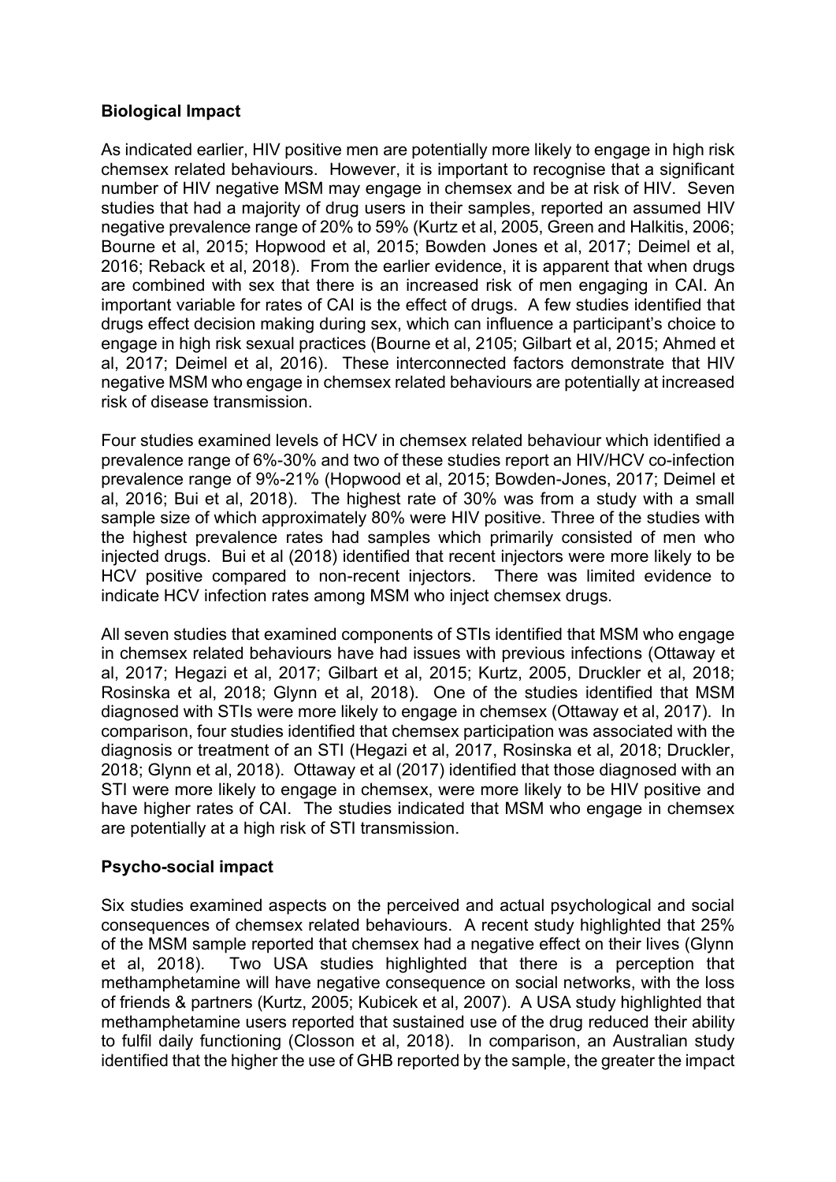## Biological Impact

As indicated earlier, HIV positive men are potentially more likely to engage in high risk chemsex related behaviours. However, it is important to recognise that a significant number of HIV negative MSM may engage in chemsex and be at risk of HIV. Seven studies that had a majority of drug users in their samples, reported an assumed HIV negative prevalence range of 20% to 59% (Kurtz et al, 2005, Green and Halkitis, 2006; Bourne et al, 2015; Hopwood et al, 2015; Bowden Jones et al, 2017; Deimel et al, 2016; Reback et al, 2018). From the earlier evidence, it is apparent that when drugs are combined with sex that there is an increased risk of men engaging in CAI. An important variable for rates of CAI is the effect of drugs. A few studies identified that drugs effect decision making during sex, which can influence a participant's choice to engage in high risk sexual practices (Bourne et al, 2105; Gilbart et al, 2015; Ahmed et al, 2017; Deimel et al, 2016). These interconnected factors demonstrate that HIV negative MSM who engage in chemsex related behaviours are potentially at increased risk of disease transmission.

Four studies examined levels of HCV in chemsex related behaviour which identified a prevalence range of 6%-30% and two of these studies report an HIV/HCV co-infection prevalence range of 9%-21% (Hopwood et al, 2015; Bowden-Jones, 2017; Deimel et al, 2016; Bui et al, 2018). The highest rate of 30% was from a study with a small sample size of which approximately 80% were HIV positive. Three of the studies with the highest prevalence rates had samples which primarily consisted of men who injected drugs. Bui et al (2018) identified that recent injectors were more likely to be HCV positive compared to non-recent injectors. There was limited evidence to indicate HCV infection rates among MSM who inject chemsex drugs.

All seven studies that examined components of STIs identified that MSM who engage in chemsex related behaviours have had issues with previous infections (Ottaway et al, 2017; Hegazi et al, 2017; Gilbart et al, 2015; Kurtz, 2005, Druckler et al, 2018; Rosinska et al, 2018; Glynn et al, 2018). One of the studies identified that MSM diagnosed with STIs were more likely to engage in chemsex (Ottaway et al, 2017). In comparison, four studies identified that chemsex participation was associated with the diagnosis or treatment of an STI (Hegazi et al, 2017, Rosinska et al, 2018; Druckler, 2018; Glynn et al, 2018). Ottaway et al (2017) identified that those diagnosed with an STI were more likely to engage in chemsex, were more likely to be HIV positive and have higher rates of CAI. The studies indicated that MSM who engage in chemsex are potentially at a high risk of STI transmission.

## Psycho-social impact

Six studies examined aspects on the perceived and actual psychological and social consequences of chemsex related behaviours. A recent study highlighted that 25% of the MSM sample reported that chemsex had a negative effect on their lives (Glynn et al, 2018). Two USA studies highlighted that there is a perception that methamphetamine will have negative consequence on social networks, with the loss of friends & partners (Kurtz, 2005; Kubicek et al, 2007). A USA study highlighted that methamphetamine users reported that sustained use of the drug reduced their ability to fulfil daily functioning (Closson et al, 2018). In comparison, an Australian study identified that the higher the use of GHB reported by the sample, the greater the impact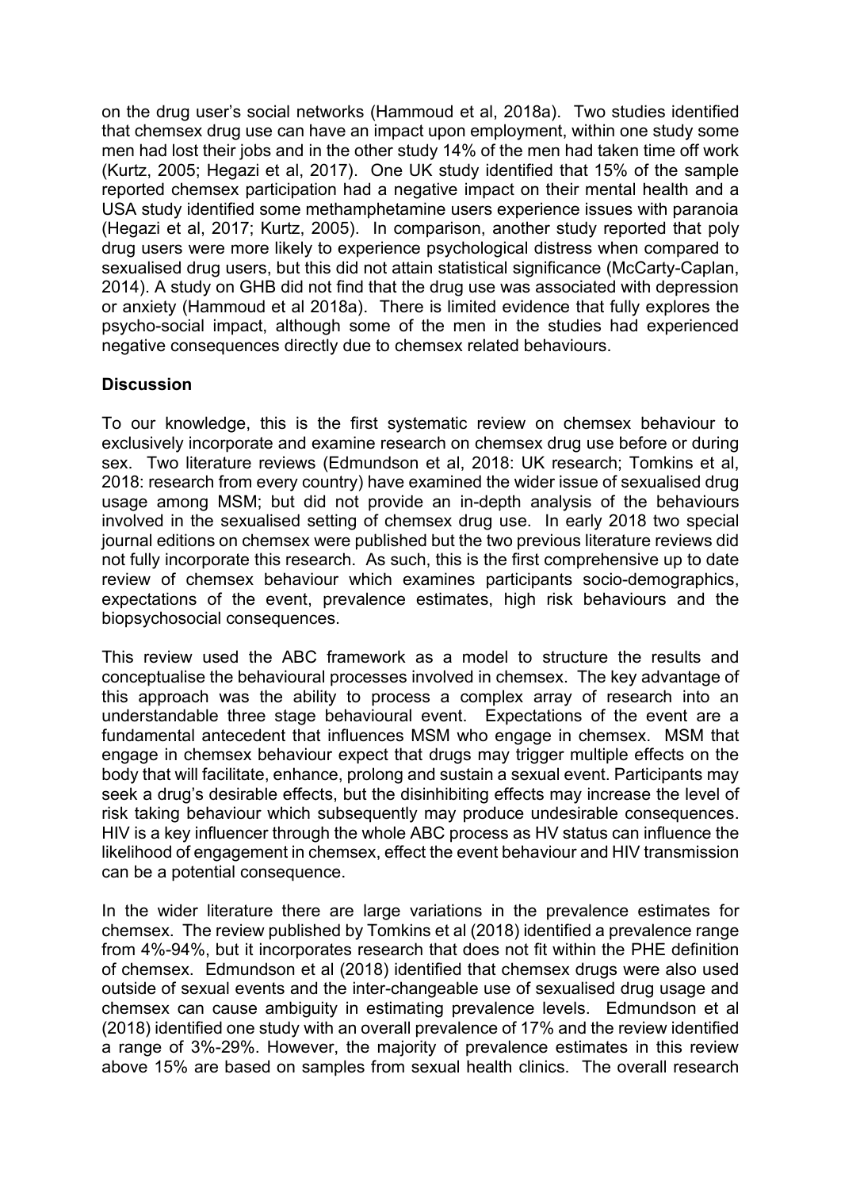on the drug user's social networks (Hammoud et al, 2018a). Two studies identified that chemsex drug use can have an impact upon employment, within one study some men had lost their jobs and in the other study 14% of the men had taken time off work (Kurtz, 2005; Hegazi et al, 2017). One UK study identified that 15% of the sample reported chemsex participation had a negative impact on their mental health and a USA study identified some methamphetamine users experience issues with paranoia (Hegazi et al, 2017; Kurtz, 2005). In comparison, another study reported that poly drug users were more likely to experience psychological distress when compared to sexualised drug users, but this did not attain statistical significance (McCarty-Caplan, 2014). A study on GHB did not find that the drug use was associated with depression or anxiety (Hammoud et al 2018a). There is limited evidence that fully explores the psycho-social impact, although some of the men in the studies had experienced negative consequences directly due to chemsex related behaviours.

## Discussion

To our knowledge, this is the first systematic review on chemsex behaviour to exclusively incorporate and examine research on chemsex drug use before or during sex. Two literature reviews (Edmundson et al, 2018: UK research; Tomkins et al, 2018: research from every country) have examined the wider issue of sexualised drug usage among MSM; but did not provide an in-depth analysis of the behaviours involved in the sexualised setting of chemsex drug use. In early 2018 two special journal editions on chemsex were published but the two previous literature reviews did not fully incorporate this research. As such, this is the first comprehensive up to date review of chemsex behaviour which examines participants socio-demographics, expectations of the event, prevalence estimates, high risk behaviours and the biopsychosocial consequences.

This review used the ABC framework as a model to structure the results and conceptualise the behavioural processes involved in chemsex. The key advantage of this approach was the ability to process a complex array of research into an understandable three stage behavioural event. Expectations of the event are a fundamental antecedent that influences MSM who engage in chemsex. MSM that engage in chemsex behaviour expect that drugs may trigger multiple effects on the body that will facilitate, enhance, prolong and sustain a sexual event. Participants may seek a drug's desirable effects, but the disinhibiting effects may increase the level of risk taking behaviour which subsequently may produce undesirable consequences. HIV is a key influencer through the whole ABC process as HV status can influence the likelihood of engagement in chemsex, effect the event behaviour and HIV transmission can be a potential consequence.

In the wider literature there are large variations in the prevalence estimates for chemsex. The review published by Tomkins et al (2018) identified a prevalence range from 4%-94%, but it incorporates research that does not fit within the PHE definition of chemsex. Edmundson et al (2018) identified that chemsex drugs were also used outside of sexual events and the inter-changeable use of sexualised drug usage and chemsex can cause ambiguity in estimating prevalence levels. Edmundson et al (2018) identified one study with an overall prevalence of 17% and the review identified a range of 3%-29%. However, the majority of prevalence estimates in this review above 15% are based on samples from sexual health clinics. The overall research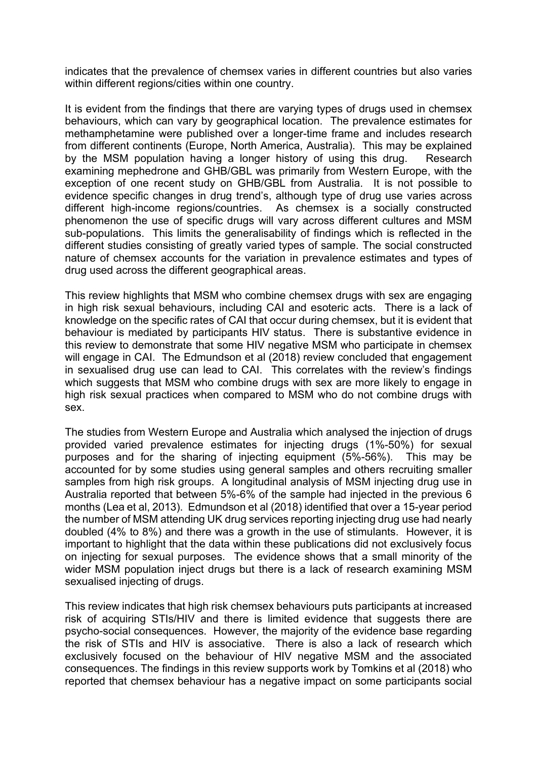indicates that the prevalence of chemsex varies in different countries but also varies within different regions/cities within one country.

It is evident from the findings that there are varying types of drugs used in chemsex behaviours, which can vary by geographical location. The prevalence estimates for methamphetamine were published over a longer-time frame and includes research from different continents (Europe, North America, Australia). This may be explained by the MSM population having a longer history of using this drug. Research examining mephedrone and GHB/GBL was primarily from Western Europe, with the exception of one recent study on GHB/GBL from Australia. It is not possible to evidence specific changes in drug trend's, although type of drug use varies across different high-income regions/countries. As chemsex is a socially constructed phenomenon the use of specific drugs will vary across different cultures and MSM sub-populations. This limits the generalisability of findings which is reflected in the different studies consisting of greatly varied types of sample. The social constructed nature of chemsex accounts for the variation in prevalence estimates and types of drug used across the different geographical areas.

This review highlights that MSM who combine chemsex drugs with sex are engaging in high risk sexual behaviours, including CAI and esoteric acts. There is a lack of knowledge on the specific rates of CAI that occur during chemsex, but it is evident that behaviour is mediated by participants HIV status. There is substantive evidence in this review to demonstrate that some HIV negative MSM who participate in chemsex will engage in CAI. The Edmundson et al (2018) review concluded that engagement in sexualised drug use can lead to CAI. This correlates with the review's findings which suggests that MSM who combine drugs with sex are more likely to engage in high risk sexual practices when compared to MSM who do not combine drugs with sex.

The studies from Western Europe and Australia which analysed the injection of drugs provided varied prevalence estimates for injecting drugs (1%-50%) for sexual purposes and for the sharing of injecting equipment (5%-56%). This may be accounted for by some studies using general samples and others recruiting smaller samples from high risk groups. A longitudinal analysis of MSM injecting drug use in Australia reported that between 5%-6% of the sample had injected in the previous 6 months (Lea et al, 2013). Edmundson et al (2018) identified that over a 15-year period the number of MSM attending UK drug services reporting injecting drug use had nearly doubled (4% to 8%) and there was a growth in the use of stimulants. However, it is important to highlight that the data within these publications did not exclusively focus on injecting for sexual purposes. The evidence shows that a small minority of the wider MSM population inject drugs but there is a lack of research examining MSM sexualised injecting of drugs.

This review indicates that high risk chemsex behaviours puts participants at increased risk of acquiring STIs/HIV and there is limited evidence that suggests there are psycho-social consequences. However, the majority of the evidence base regarding the risk of STIs and HIV is associative. There is also a lack of research which exclusively focused on the behaviour of HIV negative MSM and the associated consequences. The findings in this review supports work by Tomkins et al (2018) who reported that chemsex behaviour has a negative impact on some participants social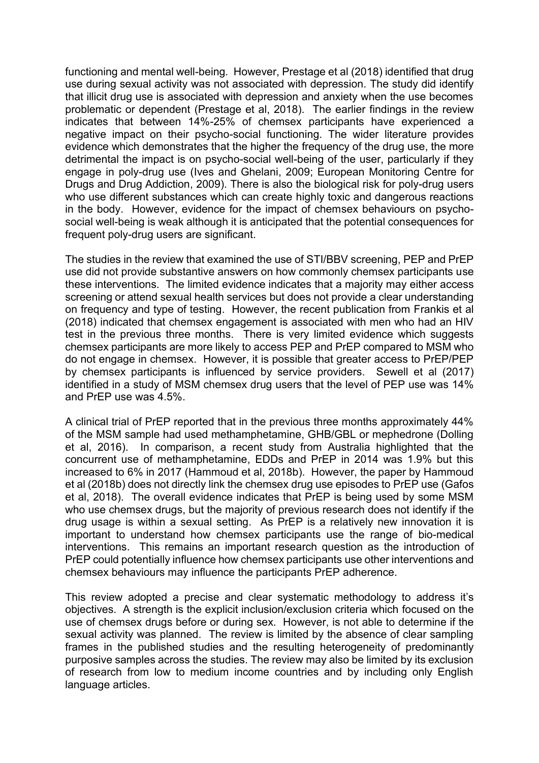functioning and mental well-being. However, Prestage et al (2018) identified that drug use during sexual activity was not associated with depression. The study did identify that illicit drug use is associated with depression and anxiety when the use becomes problematic or dependent (Prestage et al, 2018). The earlier findings in the review indicates that between 14%-25% of chemsex participants have experienced a negative impact on their psycho-social functioning. The wider literature provides evidence which demonstrates that the higher the frequency of the drug use, the more detrimental the impact is on psycho-social well-being of the user, particularly if they engage in poly-drug use (Ives and Ghelani, 2009; European Monitoring Centre for Drugs and Drug Addiction, 2009). There is also the biological risk for poly-drug users who use different substances which can create highly toxic and dangerous reactions in the body. However, evidence for the impact of chemsex behaviours on psycho-social well-being is weak although it is anticipated that the potential consequences for frequent poly-drug users are significant.

The studies in the review that examined the use of STI/BBV screening, PEP and PrEP use did not provide substantive answers on how commonly chemsex participants use these interventions. The limited evidence indicates that a majority may either access screening or attend sexual health services but does not provide a clear understanding on frequency and type of testing. However, the recent publication from Frankis et al (2018) indicated that chemsex engagement is associated with men who had an HIV test in the previous three months. There is very limited evidence which suggests chemsex participants are more likely to access PEP and PrEP compared to MSM who do not engage in chemsex. However, it is possible that greater access to PrEP/PEP by chemsex participants is influenced by service providers. Sewell et al (2017) identified in a study of MSM chemsex drug users that the level of PEP use was 14% and PrEP use was 4.5%.

A clinical trial of PrEP reported that in the previous three months approximately 44% of the MSM sample had used methamphetamine, GHB/GBL or mephedrone (Dolling et al, 2016). In comparison, a recent study from Australia highlighted that the concurrent use of methamphetamine, EDDs and PrEP in 2014 was 1.9% but this increased to 6% in 2017 (Hammoud et al, 2018b). However, the paper by Hammoud et al (2018b) does not directly link the chemsex drug use episodes to PrEP use (Gafos et al, 2018). The overall evidence indicates that PrEP is being used by some MSM who use chemsex drugs, but the majority of previous research does not identify if the drug usage is within a sexual setting. As PrEP is a relatively new innovation it is important to understand how chemsex participants use the range of bio-medical interventions. This remains an important research question as the introduction of PrEP could potentially influence how chemsex participants use other interventions and chemsex behaviours may influence the participants PrEP adherence.

This review adopted a precise and clear systematic methodology to address it's objectives. A strength is the explicit inclusion/exclusion criteria which focused on the use of chemsex drugs before or during sex. However, is not able to determine if the sexual activity was planned. The review is limited by the absence of clear sampling frames in the published studies and the resulting heterogeneity of predominantly purposive samples across the studies. The review may also be limited by its exclusion of research from low to medium income countries and by including only English language articles.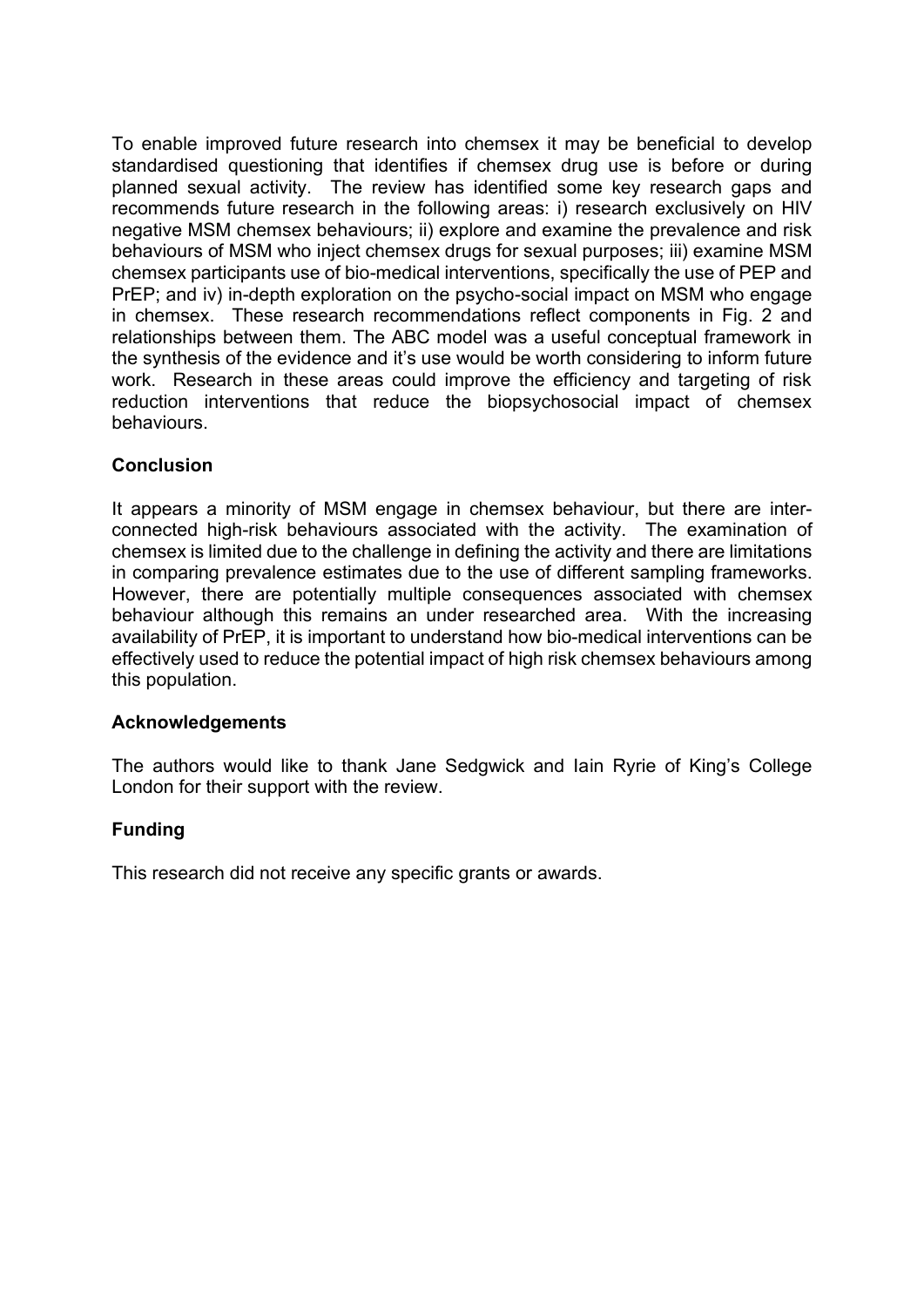To enable improved future research into chemsex it may be beneficial to develop standardised questioning that identifies if chemsex drug use is before or during planned sexual activity. The review has identified some key research gaps and recommends future research in the following areas: i) research exclusively on HIV negative MSM chemsex behaviours; ii) explore and examine the prevalence and risk behaviours of MSM who inject chemsex drugs for sexual purposes; iii) examine MSM chemsex participants use of bio-medical interventions, specifically the use of PEP and PrEP; and iv) in-depth exploration on the psycho-social impact on MSM who engage in chemsex. These research recommendations reflect components in Fig. 2 and relationships between them. The ABC model was a useful conceptual framework in the synthesis of the evidence and it's use would be worth considering to inform future work. Research in these areas could improve the efficiency and targeting of risk reduction interventions that reduce the biopsychosocial impact of chemsex behaviours.

## Conclusion

It appears a minority of MSM engage in chemsex behaviour, but there are inter-connected high-risk behaviours associated with the activity. The examination of chemsex is limited due to the challenge in defining the activity and there are limitations in comparing prevalence estimates due to the use of different sampling frameworks. However, there are potentially multiple consequences associated with chemsex behaviour although this remains an under researched area. With the increasing availability of PrEP, it is important to understand how bio-medical interventions can be effectively used to reduce the potential impact of high risk chemsex behaviours among this population.

## Acknowledgements

The authors would like to thank Jane Sedgwick and Iain Ryrie of King's College London for their support with the review.

## Funding

This research did not receive any specific grants or awards.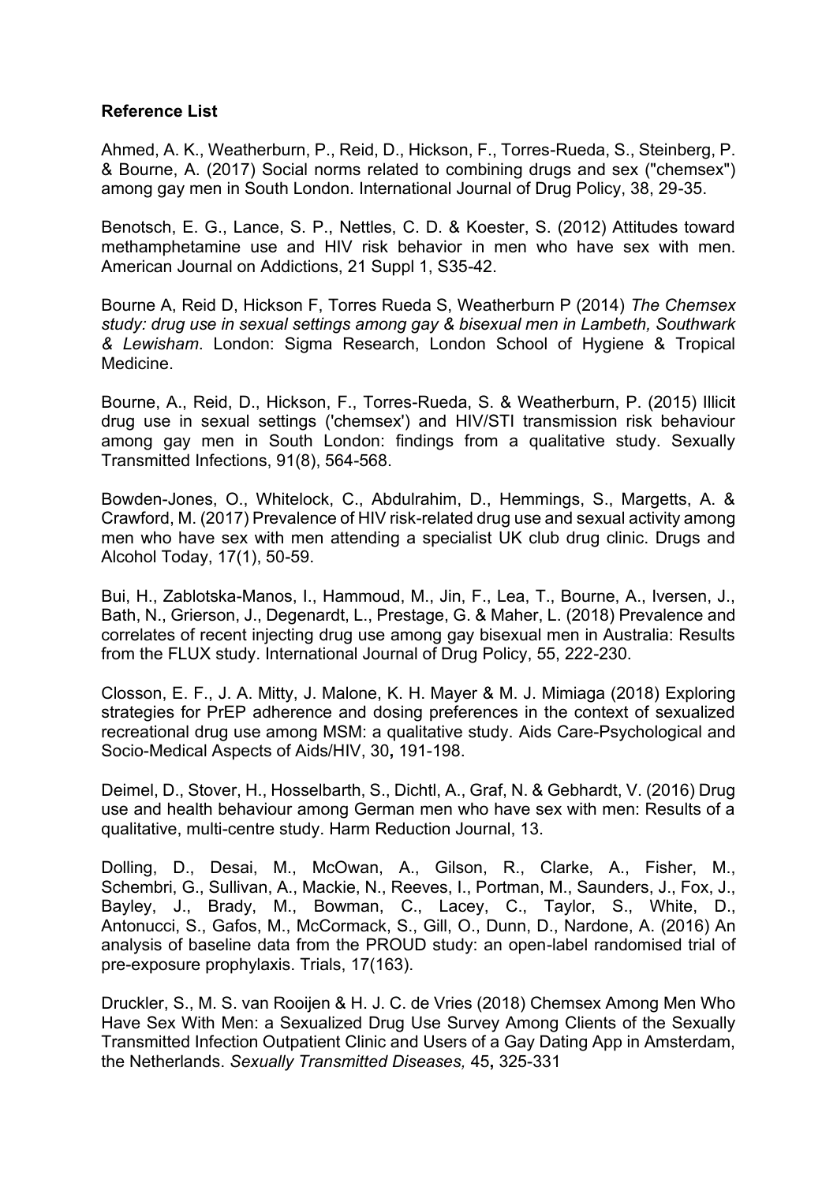**Reference List**

Ahmed, A. K., Weatherburn, P., Reid, D., Hickson, F., Torres-Rueda, S., Steinberg, P. & Bourne, A. (2017) Social norms related to combining drugs and sex ("chemsex") among gay men in South London. International Journal of Drug Policy, 38, 29-35.

Benotsch, E. G., Lance, S. P., Nettles, C. D. & Koester, S. (2012) Attitudes toward methamphetamine use and HIV risk behavior in men who have sex with men. American Journal on Addictions, 21 Suppl 1, S35-42.

Bourne A, Reid D, Hickson F, Torres Rueda S, Weatherburn P (2014) *The Chemsex study: drug use in sexual settings among gay & bisexual men in Lambeth, Southwark & Lewisham*. London: Sigma Research, London School of Hygiene & Tropical Medicine.

Bourne, A., Reid, D., Hickson, F., Torres-Rueda, S. & Weatherburn, P. (2015) Illicit drug use in sexual settings ('chemsex') and HIV/STI transmission risk behaviour among gay men in South London: findings from a qualitative study. Sexually Transmitted Infections, 91(8), 564-568.

Bowden-Jones, O., Whitelock, C., Abdulrahim, D., Hemmings, S., Margetts, A. & Crawford, M. (2017) Prevalence of HIV risk-related drug use and sexual activity among men who have sex with men attending a specialist UK club drug clinic. Drugs and Alcohol Today, 17(1), 50-59.

Bui, H., Zablotska-Manos, I., Hammoud, M., Jin, F., Lea, T., Bourne, A., Iversen, J., Bath, N., Grierson, J., Degenardt, L., Prestage, G. & Maher, L. (2018) Prevalence and correlates of recent injecting drug use among gay bisexual men in Australia: Results from the FLUX study. International Journal of Drug Policy, 55, 222-230.

Closson, E. F., J. A. Mitty, J. Malone, K. H. Mayer & M. J. Mimiaga (2018) Exploring strategies for PrEP adherence and dosing preferences in the context of sexualized recreational drug use among MSM: a qualitative study. Aids Care-Psychological and Socio-Medical Aspects of Aids/HIV, 30**,** 191-198.

Deimel, D., Stover, H., Hosselbarth, S., Dichtl, A., Graf, N. & Gebhardt, V. (2016) Drug use and health behaviour among German men who have sex with men: Results of a qualitative, multi-centre study. Harm Reduction Journal, 13.

Dolling, D., Desai, M., McOwan, A., Gilson, R., Clarke, A., Fisher, M., Schembri, G., Sullivan, A., Mackie, N., Reeves, I., Portman, M., Saunders, J., Fox, J., Bayley, J., Brady, M., Bowman, C., Lacey, C., Taylor, S., White, D., Antonucci, S., Gafos, M., McCormack, S., Gill, O., Dunn, D., Nardone, A. (2016) An analysis of baseline data from the PROUD study: an open-label randomised trial of pre-exposure prophylaxis. Trials, 17(163).

Druckler, S., M. S. van Rooijen & H. J. C. de Vries (2018) Chemsex Among Men Who Have Sex With Men: a Sexualized Drug Use Survey Among Clients of the Sexually Transmitted Infection Outpatient Clinic and Users of a Gay Dating App in Amsterdam, the Netherlands. *Sexually Transmitted Diseases,* 45**,** 325-331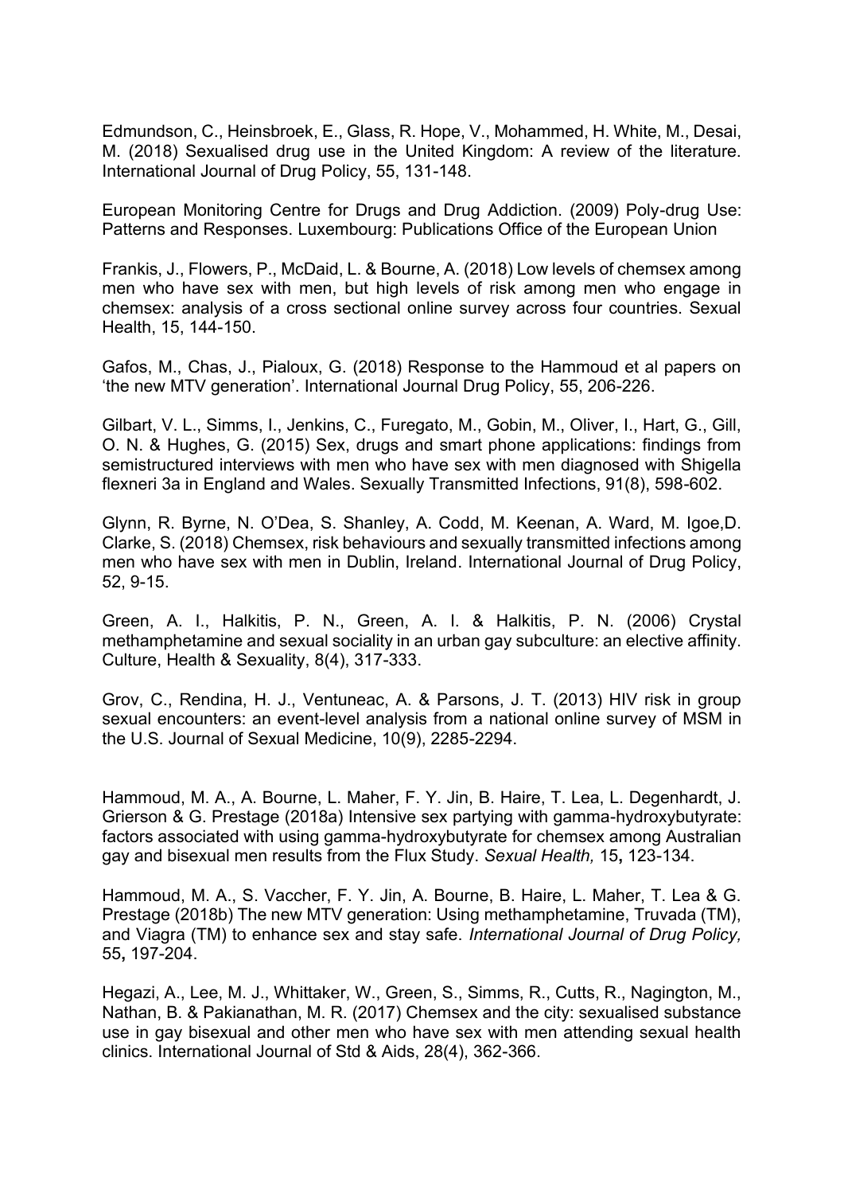Edmundson, C., Heinsbroek, E., Glass, R. Hope, V., Mohammed, H. White, M., Desai, M. (2018) Sexualised drug use in the United Kingdom: A review of the literature. International Journal of Drug Policy, 55, 131-148.

European Monitoring Centre for Drugs and Drug Addiction. (2009) Poly-drug Use: Patterns and Responses. Luxembourg: Publications Office of the European Union

Frankis, J., Flowers, P., McDaid, L. & Bourne, A. (2018) Low levels of chemsex among men who have sex with men, but high levels of risk among men who engage in chemsex: analysis of a cross sectional online survey across four countries. Sexual Health, 15, 144-150.

Gafos, M., Chas, J., Pialoux, G. (2018) Response to the Hammoud et al papers on 'the new MTV generation'. International Journal Drug Policy, 55, 206-226.

Gilbart, V. L., Simms, I., Jenkins, C., Furegato, M., Gobin, M., Oliver, I., Hart, G., Gill, O. N. & Hughes, G. (2015) Sex, drugs and smart phone applications: findings from semistructured interviews with men who have sex with men diagnosed with Shigella flexneri 3a in England and Wales. Sexually Transmitted Infections, 91(8), 598-602.

Glynn, R. Byrne, N. O'Dea, S. Shanley, A. Codd, M. Keenan, A. Ward, M. Igoe,D. Clarke, S. (2018) Chemsex, risk behaviours and sexually transmitted infections among men who have sex with men in Dublin, Ireland. International Journal of Drug Policy, 52, 9-15.

Green, A. I., Halkitis, P. N., Green, A. I. & Halkitis, P. N. (2006) Crystal methamphetamine and sexual sociality in an urban gay subculture: an elective affinity. Culture, Health & Sexuality, 8(4), 317-333.

Grov, C., Rendina, H. J., Ventuneac, A. & Parsons, J. T. (2013) HIV risk in group sexual encounters: an event-level analysis from a national online survey of MSM in the U.S. Journal of Sexual Medicine, 10(9), 2285-2294.

Hammoud, M. A., A. Bourne, L. Maher, F. Y. Jin, B. Haire, T. Lea, L. Degenhardt, J. Grierson & G. Prestage (2018a) Intensive sex partying with gamma-hydroxybutyrate: factors associated with using gamma-hydroxybutyrate for chemsex among Australian gay and bisexual men results from the Flux Study. *Sexual Health,* 15**,** 123-134.

Hammoud, M. A., S. Vaccher, F. Y. Jin, A. Bourne, B. Haire, L. Maher, T. Lea & G. Prestage (2018b) The new MTV generation: Using methamphetamine, Truvada (TM), and Viagra (TM) to enhance sex and stay safe. *International Journal of Drug Policy,* 55**,** 197-204.

Hegazi, A., Lee, M. J., Whittaker, W., Green, S., Simms, R., Cutts, R., Nagington, M., Nathan, B. & Pakianathan, M. R. (2017) Chemsex and the city: sexualised substance use in gay bisexual and other men who have sex with men attending sexual health clinics. International Journal of Std & Aids, 28(4), 362-366.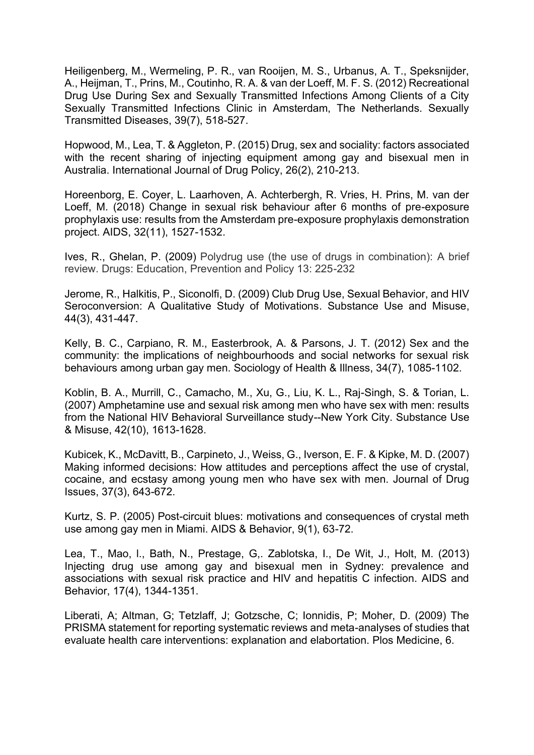Heiligenberg, M., Wermeling, P. R., van Rooijen, M. S., Urbanus, A. T., Speksnijder, A., Heijman, T., Prins, M., Coutinho, R. A. & van der Loeff, M. F. S. (2012) Recreational Drug Use During Sex and Sexually Transmitted Infections Among Clients of a City Sexually Transmitted Infections Clinic in Amsterdam, The Netherlands. Sexually Transmitted Diseases, 39(7), 518-527.

Hopwood, M., Lea, T. & Aggleton, P. (2015) Drug, sex and sociality: factors associated with the recent sharing of injecting equipment among gay and bisexual men in Australia. International Journal of Drug Policy, 26(2), 210-213.

Horeenborg, E. Coyer, L. Laarhoven, A. Achterbergh, R. Vries, H. Prins, M. van der Loeff, M. (2018) Change in sexual risk behaviour after 6 months of pre-exposure prophylaxis use: results from the Amsterdam pre-exposure prophylaxis demonstration project. AIDS, 32(11), 1527-1532.

Ives, R., Ghelan, P. (2009) Polydrug use (the use of drugs in combination): A brief review. Drugs: Education, Prevention and Policy 13: 225-232

Jerome, R., Halkitis, P., Siconolfi, D. (2009) Club Drug Use, Sexual Behavior, and HIV Seroconversion: A Qualitative Study of Motivations. Substance Use and Misuse, 44(3), 431-447.

Kelly, B. C., Carpiano, R. M., Easterbrook, A. & Parsons, J. T. (2012) Sex and the community: the implications of neighbourhoods and social networks for sexual risk behaviours among urban gay men. Sociology of Health & Illness, 34(7), 1085-1102.

Koblin, B. A., Murrill, C., Camacho, M., Xu, G., Liu, K. L., Raj-Singh, S. & Torian, L. (2007) Amphetamine use and sexual risk among men who have sex with men: results from the National HIV Behavioral Surveillance study--New York City. Substance Use & Misuse, 42(10), 1613-1628.

Kubicek, K., McDavitt, B., Carpineto, J., Weiss, G., Iverson, E. F. & Kipke, M. D. (2007) Making informed decisions: How attitudes and perceptions affect the use of crystal, cocaine, and ecstasy among young men who have sex with men. Journal of Drug Issues, 37(3), 643-672.

Kurtz, S. P. (2005) Post-circuit blues: motivations and consequences of crystal meth use among gay men in Miami. AIDS & Behavior, 9(1), 63-72.

Lea, T., Mao, l., Bath, N., Prestage, G,. Zablotska, I., De Wit, J., Holt, M. (2013) Injecting drug use among gay and bisexual men in Sydney: prevalence and associations with sexual risk practice and HIV and hepatitis C infection. AIDS and Behavior, 17(4), 1344-1351.

Liberati, A; Altman, G; Tetzlaff, J; Gotzsche, C; Ionnidis, P; Moher, D. (2009) The PRISMA statement for reporting systematic reviews and meta-analyses of studies that evaluate health care interventions: explanation and elabortation. Plos Medicine, 6.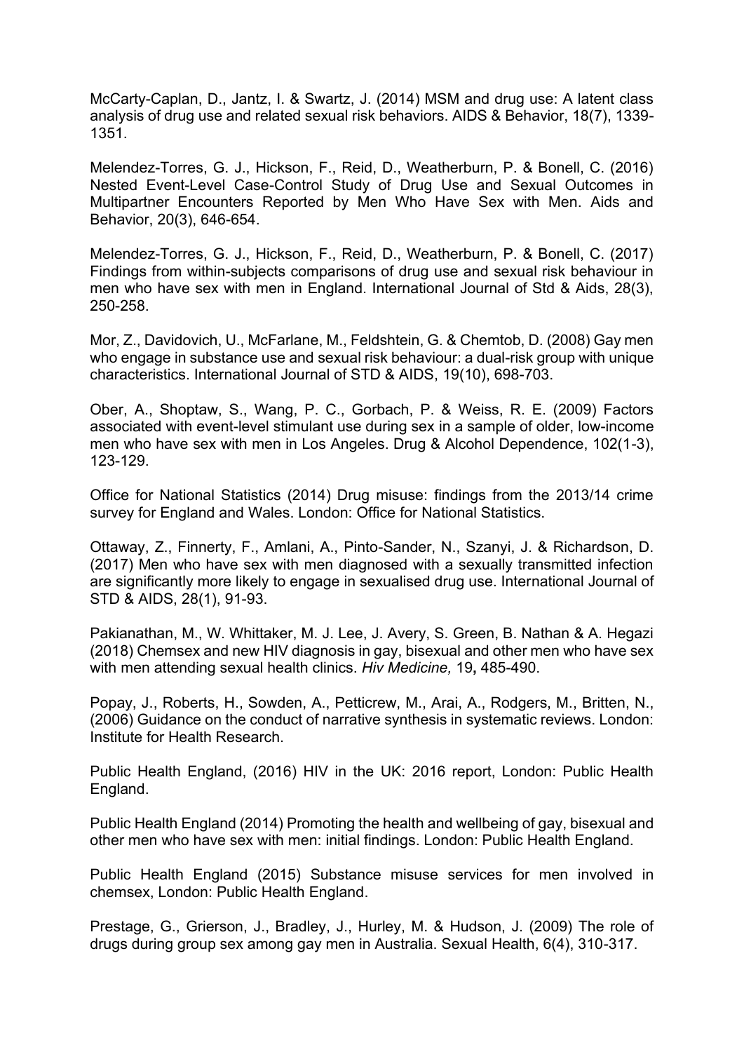McCarty-Caplan, D., Jantz, I. & Swartz, J. (2014) MSM and drug use: A latent class analysis of drug use and related sexual risk behaviors. AIDS & Behavior, 18(7), 1339-1351.

Melendez-Torres, G. J., Hickson, F., Reid, D., Weatherburn, P. & Bonell, C. (2016) Nested Event-Level Case-Control Study of Drug Use and Sexual Outcomes in Multipartner Encounters Reported by Men Who Have Sex with Men. Aids and Behavior, 20(3), 646-654.

Melendez-Torres, G. J., Hickson, F., Reid, D., Weatherburn, P. & Bonell, C. (2017) Findings from within-subjects comparisons of drug use and sexual risk behaviour in men who have sex with men in England. International Journal of Std & Aids, 28(3), 250-258.

Mor, Z., Davidovich, U., McFarlane, M., Feldshtein, G. & Chemtob, D. (2008) Gay men who engage in substance use and sexual risk behaviour: a dual-risk group with unique characteristics. International Journal of STD & AIDS, 19(10), 698-703.

Ober, A., Shoptaw, S., Wang, P. C., Gorbach, P. & Weiss, R. E. (2009) Factors associated with event-level stimulant use during sex in a sample of older, low-income men who have sex with men in Los Angeles. Drug & Alcohol Dependence, 102(1-3), 123-129.

Office for National Statistics (2014) Drug misuse: findings from the 2013/14 crime survey for England and Wales. London: Office for National Statistics.

Ottaway, Z., Finnerty, F., Amlani, A., Pinto-Sander, N., Szanyi, J. & Richardson, D. (2017) Men who have sex with men diagnosed with a sexually transmitted infection are significantly more likely to engage in sexualised drug use. International Journal of STD & AIDS, 28(1), 91-93.

Pakianathan, M., W. Whittaker, M. J. Lee, J. Avery, S. Green, B. Nathan & A. Hegazi (2018) Chemsex and new HIV diagnosis in gay, bisexual and other men who have sex with men attending sexual health clinics. *Hiv Medicine,* 19**,** 485-490.

Popay, J., Roberts, H., Sowden, A., Petticrew, M., Arai, A., Rodgers, M., Britten, N., (2006) Guidance on the conduct of narrative synthesis in systematic reviews. London: Institute for Health Research.

Public Health England, (2016) HIV in the UK: 2016 report, London: Public Health England.

Public Health England (2014) Promoting the health and wellbeing of gay, bisexual and other men who have sex with men: initial findings. London: Public Health England.

Public Health England (2015) Substance misuse services for men involved in chemsex, London: Public Health England.

Prestage, G., Grierson, J., Bradley, J., Hurley, M. & Hudson, J. (2009) The role of drugs during group sex among gay men in Australia. Sexual Health, 6(4), 310-317.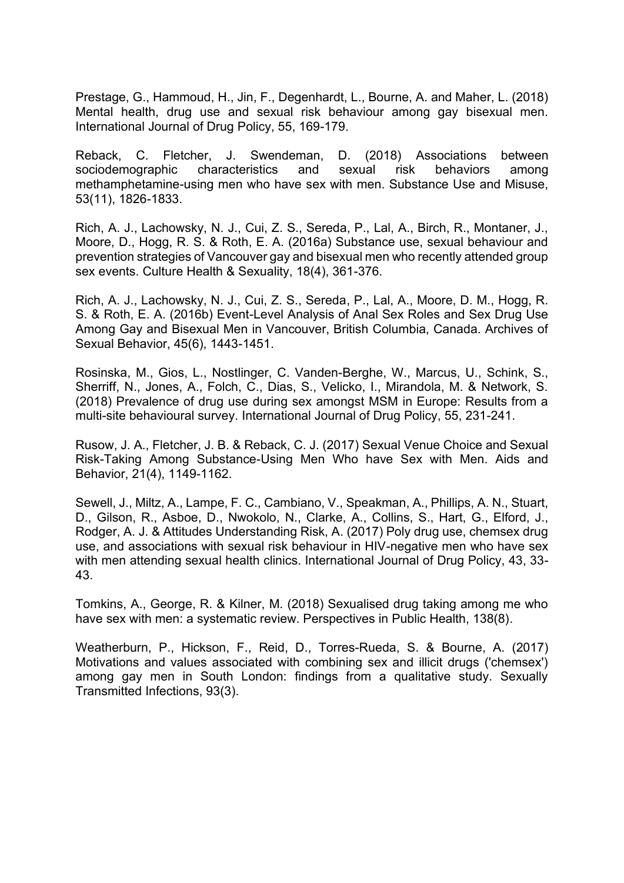Prestage, G., Hammoud, H., Jin, F., Degenhardt, L., Bourne, A. and Maher, L. (2018) Mental health, drug use and sexual risk behaviour among gay bisexual men. International Journal of Drug Policy, 55, 169-179.

Reback, C. Fletcher, J. Swendeman, D. (2018) Associations between sociodemographic characteristics and sexual risk behaviors among methamphetamine-using men who have sex with men. Substance Use and Misuse, 53(11), 1826-1833.

Rich, A. J., Lachowsky, N. J., Cui, Z. S., Sereda, P., Lal, A., Birch, R., Montaner, J., Moore, D., Hogg, R. S. & Roth, E. A. (2016a) Substance use, sexual behaviour and prevention strategies of Vancouver gay and bisexual men who recently attended group sex events. Culture Health & Sexuality, 18(4), 361-376.

Rich, A. J., Lachowsky, N. J., Cui, Z. S., Sereda, P., Lal, A., Moore, D. M., Hogg, R. S. & Roth, E. A. (2016b) Event-Level Analysis of Anal Sex Roles and Sex Drug Use Among Gay and Bisexual Men in Vancouver, British Columbia, Canada. Archives of Sexual Behavior, 45(6), 1443-1451.

Rosinska, M., Gios, L., Nostlinger, C. Vanden-Berghe, W., Marcus, U., Schink, S., Sherriff, N., Jones, A., Folch, C., Dias, S., Velicko, I., Mirandola, M. & Network, S. (2018) Prevalence of drug use during sex amongst MSM in Europe: Results from a multi-site behavioural survey. International Journal of Drug Policy, 55, 231-241.

Rusow, J. A., Fletcher, J. B. & Reback, C. J. (2017) Sexual Venue Choice and Sexual Risk-Taking Among Substance-Using Men Who have Sex with Men. Aids and Behavior, 21(4), 1149-1162.

Sewell, J., Miltz, A., Lampe, F. C., Cambiano, V., Speakman, A., Phillips, A. N., Stuart, D., Gilson, R., Asboe, D., Nwokolo, N., Clarke, A., Collins, S., Hart, G., Elford, J., Rodger, A. J. & Attitudes Understanding Risk, A. (2017) Poly drug use, chemsex drug use, and associations with sexual risk behaviour in HIV-negative men who have sex with men attending sexual health clinics. International Journal of Drug Policy, 43, 33-43.

Tomkins, A., George, R. & Kilner, M. (2018) Sexualised drug taking among me who have sex with men: a systematic review. Perspectives in Public Health, 138(8).

Weatherburn, P., Hickson, F., Reid, D., Torres-Rueda, S. & Bourne, A. (2017) Motivations and values associated with combining sex and illicit drugs ('chemsex') among gay men in South London: findings from a qualitative study. Sexually Transmitted Infections, 93(3).